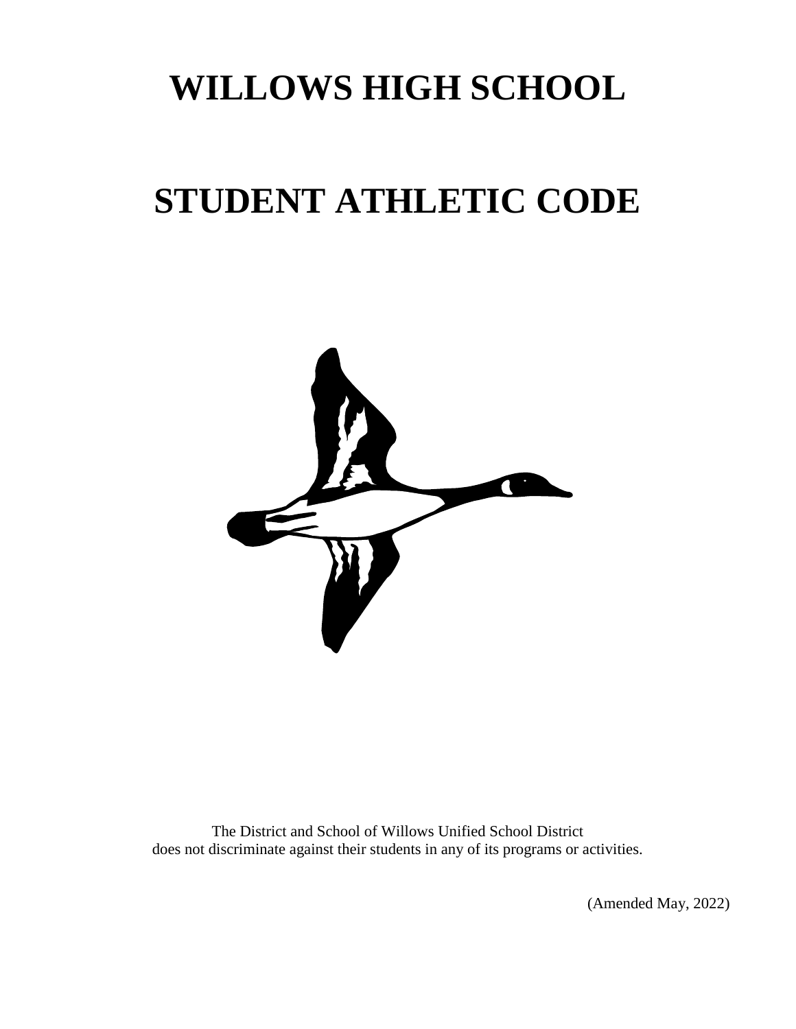# WILLOWS HIGH SCHOOL

# STUDENT ATHLETIC CODE

The District and School of Willows Unified School District
does not discriminate against their students in any of its programs or activities.

(Amended May, 2022)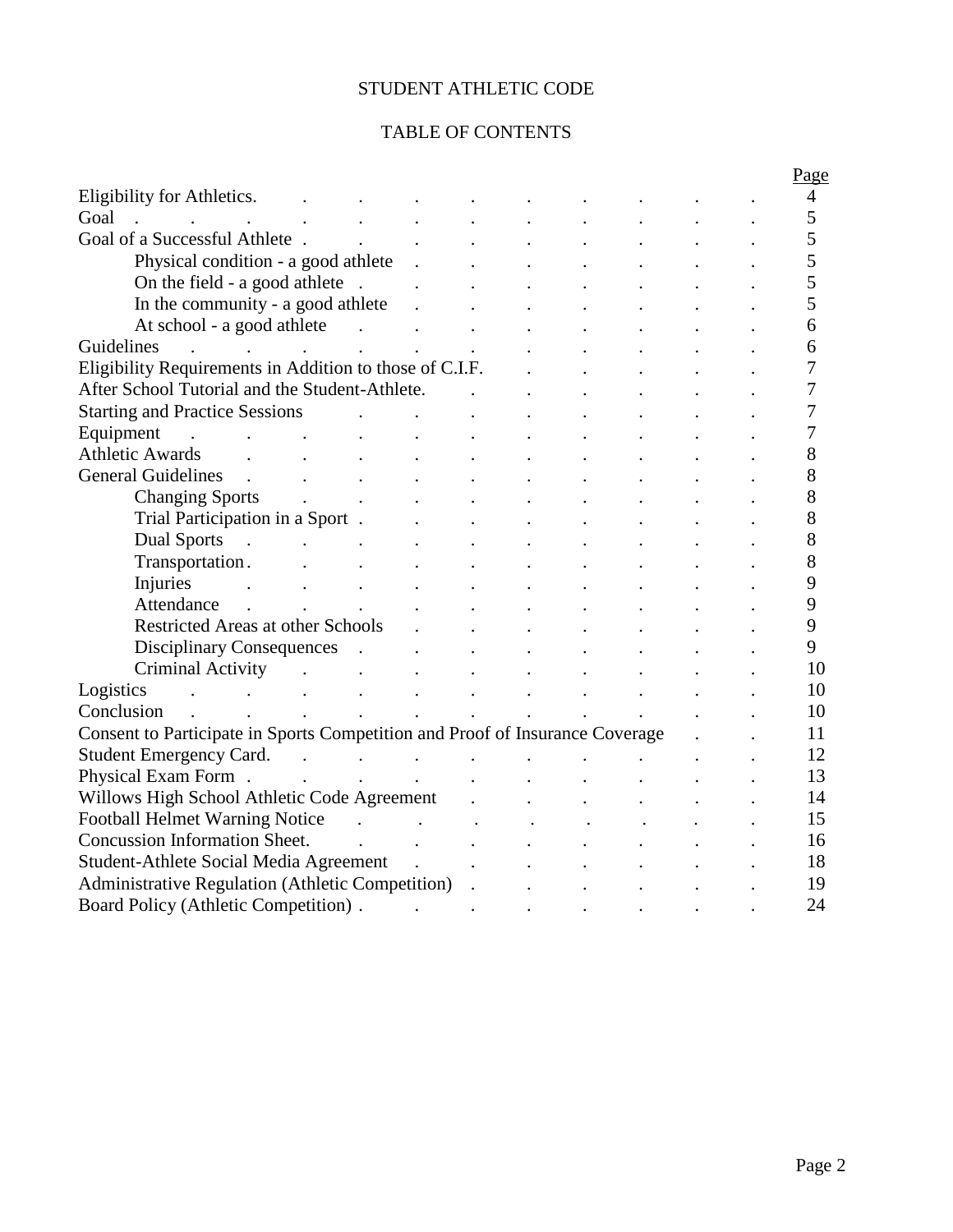# STUDENT ATHLETIC CODE

## TABLE OF CONTENTS

| | Page |
|---|---|
| Eligibility for Athletics. | 4 |
| Goal | 5 |
| Goal of a Successful Athlete | 5 |
| Physical condition - a good athlete | 5 |
| On the field - a good athlete | 5 |
| In the community - a good athlete | 5 |
| At school - a good athlete | 6 |
| Guidelines | 6 |
| Eligibility Requirements in Addition to those of C.I.F. | 7 |
| After School Tutorial and the Student-Athlete. | 7 |
| Starting and Practice Sessions | 7 |
| Equipment | 7 |
| Athletic Awards | 8 |
| General Guidelines | 8 |
| Changing Sports | 8 |
| Trial Participation in a Sport | 8 |
| Dual Sports | 8 |
| Transportation | 8 |
| Injuries | 9 |
| Attendance | 9 |
| Restricted Areas at other Schools | 9 |
| Disciplinary Consequences | 9 |
| Criminal Activity | 10 |
| Logistics | 10 |
| Conclusion | 10 |
| Consent to Participate in Sports Competition and Proof of Insurance Coverage | 11 |
| Student Emergency Card. | 12 |
| Physical Exam Form | 13 |
| Willows High School Athletic Code Agreement | 14 |
| Football Helmet Warning Notice | 15 |
| Concussion Information Sheet. | 16 |
| Student-Athlete Social Media Agreement | 18 |
| Administrative Regulation (Athletic Competition) | 19 |
| Board Policy (Athletic Competition) | 24 |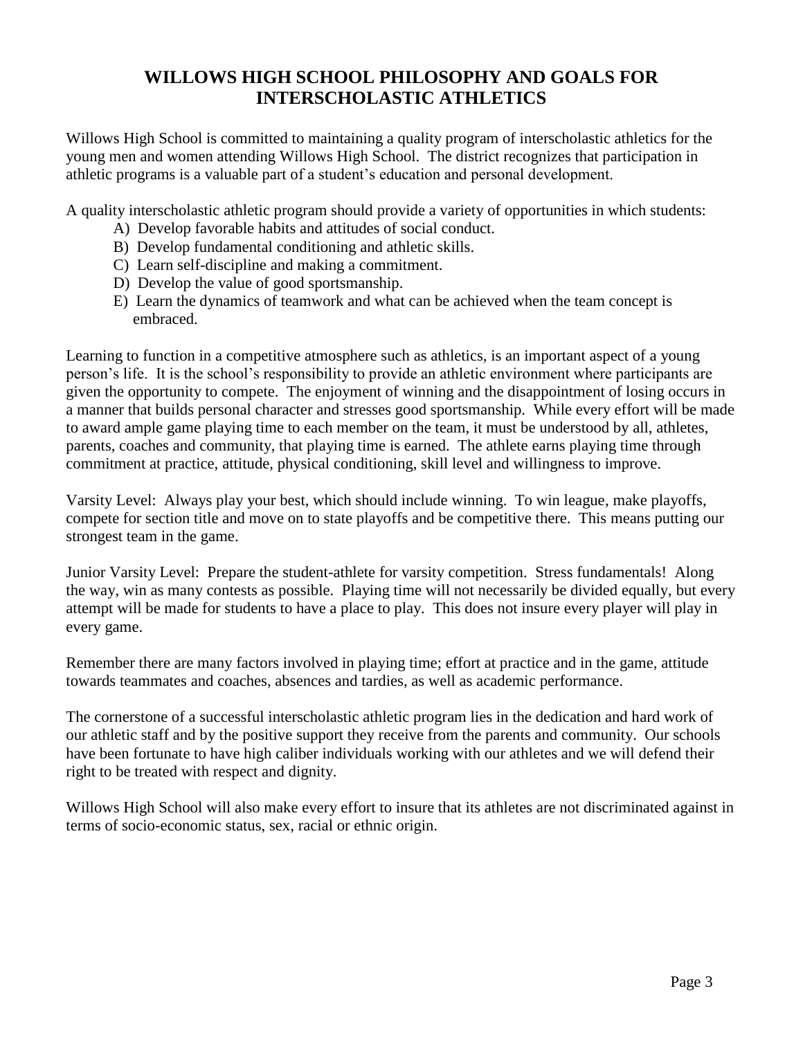# WILLOWS HIGH SCHOOL PHILOSOPHY AND GOALS FOR INTERSCHOLASTIC ATHLETICS

Willows High School is committed to maintaining a quality program of interscholastic athletics for the young men and women attending Willows High School. The district recognizes that participation in athletic programs is a valuable part of a student's education and personal development.

A quality interscholastic athletic program should provide a variety of opportunities in which students:

A) Develop favorable habits and attitudes of social conduct.
B) Develop fundamental conditioning and athletic skills.
C) Learn self-discipline and making a commitment.
D) Develop the value of good sportsmanship.
E) Learn the dynamics of teamwork and what can be achieved when the team concept is embraced.

Learning to function in a competitive atmosphere such as athletics, is an important aspect of a young person's life. It is the school's responsibility to provide an athletic environment where participants are given the opportunity to compete. The enjoyment of winning and the disappointment of losing occurs in a manner that builds personal character and stresses good sportsmanship. While every effort will be made to award ample game playing time to each member on the team, it must be understood by all, athletes, parents, coaches and community, that playing time is earned. The athlete earns playing time through commitment at practice, attitude, physical conditioning, skill level and willingness to improve.

Varsity Level: Always play your best, which should include winning. To win league, make playoffs, compete for section title and move on to state playoffs and be competitive there. This means putting our strongest team in the game.

Junior Varsity Level: Prepare the student-athlete for varsity competition. Stress fundamentals! Along the way, win as many contests as possible. Playing time will not necessarily be divided equally, but every attempt will be made for students to have a place to play. This does not insure every player will play in every game.

Remember there are many factors involved in playing time; effort at practice and in the game, attitude towards teammates and coaches, absences and tardies, as well as academic performance.

The cornerstone of a successful interscholastic athletic program lies in the dedication and hard work of our athletic staff and by the positive support they receive from the parents and community. Our schools have been fortunate to have high caliber individuals working with our athletes and we will defend their right to be treated with respect and dignity.

Willows High School will also make every effort to insure that its athletes are not discriminated against in terms of socio-economic status, sex, racial or ethnic origin.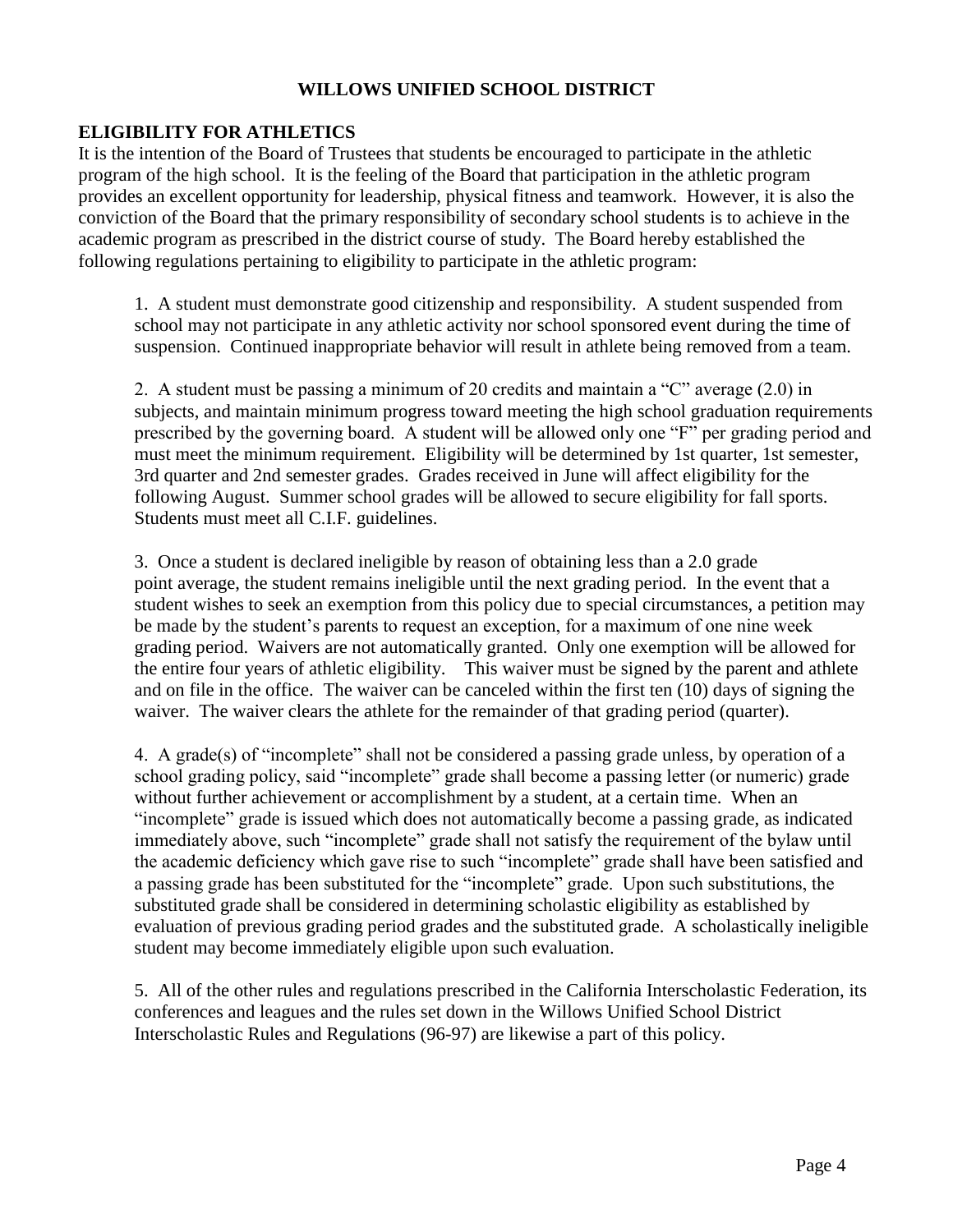# WILLOWS UNIFIED SCHOOL DISTRICT

## ELIGIBILITY FOR ATHLETICS

It is the intention of the Board of Trustees that students be encouraged to participate in the athletic program of the high school. It is the feeling of the Board that participation in the athletic program provides an excellent opportunity for leadership, physical fitness and teamwork. However, it is also the conviction of the Board that the primary responsibility of secondary school students is to achieve in the academic program as prescribed in the district course of study. The Board hereby established the following regulations pertaining to eligibility to participate in the athletic program:

1. A student must demonstrate good citizenship and responsibility. A student suspended from school may not participate in any athletic activity nor school sponsored event during the time of suspension. Continued inappropriate behavior will result in athlete being removed from a team.

2. A student must be passing a minimum of 20 credits and maintain a "C" average (2.0) in subjects, and maintain minimum progress toward meeting the high school graduation requirements prescribed by the governing board. A student will be allowed only one "F" per grading period and must meet the minimum requirement. Eligibility will be determined by 1st quarter, 1st semester, 3rd quarter and 2nd semester grades. Grades received in June will affect eligibility for the following August. Summer school grades will be allowed to secure eligibility for fall sports. Students must meet all C.I.F. guidelines.

3. Once a student is declared ineligible by reason of obtaining less than a 2.0 grade point average, the student remains ineligible until the next grading period. In the event that a student wishes to seek an exemption from this policy due to special circumstances, a petition may be made by the student's parents to request an exception, for a maximum of one nine week grading period. Waivers are not automatically granted. Only one exemption will be allowed for the entire four years of athletic eligibility. This waiver must be signed by the parent and athlete and on file in the office. The waiver can be canceled within the first ten (10) days of signing the waiver. The waiver clears the athlete for the remainder of that grading period (quarter).

4. A grade(s) of "incomplete" shall not be considered a passing grade unless, by operation of a school grading policy, said "incomplete" grade shall become a passing letter (or numeric) grade without further achievement or accomplishment by a student, at a certain time. When an "incomplete" grade is issued which does not automatically become a passing grade, as indicated immediately above, such "incomplete" grade shall not satisfy the requirement of the bylaw until the academic deficiency which gave rise to such "incomplete" grade shall have been satisfied and a passing grade has been substituted for the "incomplete" grade. Upon such substitutions, the substituted grade shall be considered in determining scholastic eligibility as established by evaluation of previous grading period grades and the substituted grade. A scholastically ineligible student may become immediately eligible upon such evaluation.

5. All of the other rules and regulations prescribed in the California Interscholastic Federation, its conferences and leagues and the rules set down in the Willows Unified School District Interscholastic Rules and Regulations (96-97) are likewise a part of this policy.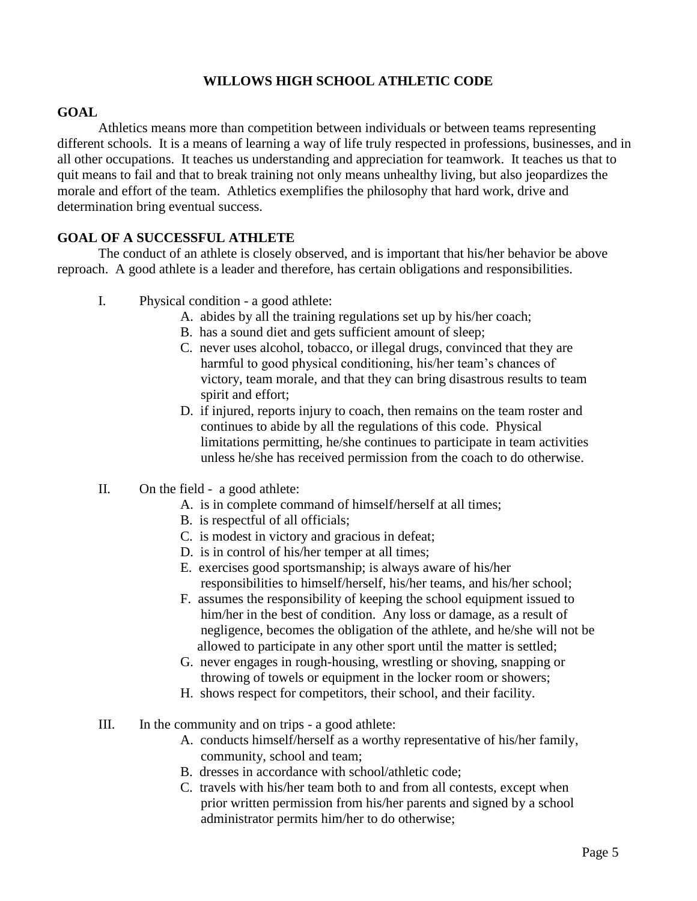# WILLOWS HIGH SCHOOL ATHLETIC CODE

## GOAL

Athletics means more than competition between individuals or between teams representing different schools. It is a means of learning a way of life truly respected in professions, businesses, and in all other occupations. It teaches us understanding and appreciation for teamwork. It teaches us that to quit means to fail and that to break training not only means unhealthy living, but also jeopardizes the morale and effort of the team. Athletics exemplifies the philosophy that hard work, drive and determination bring eventual success.

## GOAL OF A SUCCESSFUL ATHLETE

The conduct of an athlete is closely observed, and is important that his/her behavior be above reproach. A good athlete is a leader and therefore, has certain obligations and responsibilities.

I. Physical condition - a good athlete:

  A. abides by all the training regulations set up by his/her coach;
  B. has a sound diet and gets sufficient amount of sleep;
  C. never uses alcohol, tobacco, or illegal drugs, convinced that they are harmful to good physical conditioning, his/her team's chances of victory, team morale, and that they can bring disastrous results to team spirit and effort;
  D. if injured, reports injury to coach, then remains on the team roster and continues to abide by all the regulations of this code. Physical limitations permitting, he/she continues to participate in team activities unless he/she has received permission from the coach to do otherwise.

II. On the field - a good athlete:

  A. is in complete command of himself/herself at all times;
  B. is respectful of all officials;
  C. is modest in victory and gracious in defeat;
  D. is in control of his/her temper at all times;
  E. exercises good sportsmanship; is always aware of his/her responsibilities to himself/herself, his/her teams, and his/her school;
  F. assumes the responsibility of keeping the school equipment issued to him/her in the best of condition. Any loss or damage, as a result of negligence, becomes the obligation of the athlete, and he/she will not be allowed to participate in any other sport until the matter is settled;
  G. never engages in rough-housing, wrestling or shoving, snapping or throwing of towels or equipment in the locker room or showers;
  H. shows respect for competitors, their school, and their facility.

III. In the community and on trips - a good athlete:

  A. conducts himself/herself as a worthy representative of his/her family, community, school and team;
  B. dresses in accordance with school/athletic code;
  C. travels with his/her team both to and from all contests, except when prior written permission from his/her parents and signed by a school administrator permits him/her to do otherwise;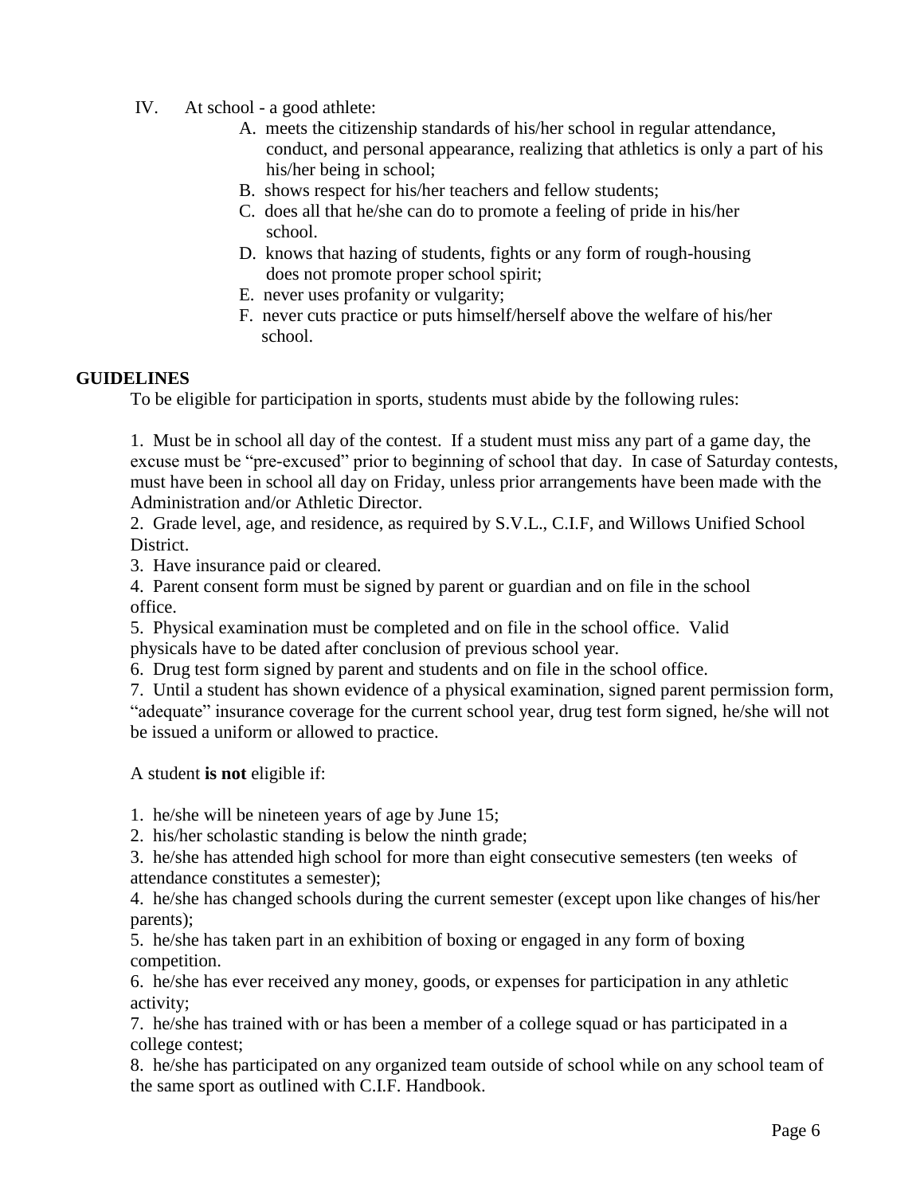IV. At school - a good athlete:

A. meets the citizenship standards of his/her school in regular attendance, conduct, and personal appearance, realizing that athletics is only a part of his his/her being in school;
B. shows respect for his/her teachers and fellow students;
C. does all that he/she can do to promote a feeling of pride in his/her school.
D. knows that hazing of students, fights or any form of rough-housing does not promote proper school spirit;
E. never uses profanity or vulgarity;
F. never cuts practice or puts himself/herself above the welfare of his/her school.

**GUIDELINES**

To be eligible for participation in sports, students must abide by the following rules:

1. Must be in school all day of the contest. If a student must miss any part of a game day, the excuse must be "pre-excused" prior to beginning of school that day. In case of Saturday contests, must have been in school all day on Friday, unless prior arrangements have been made with the Administration and/or Athletic Director.
2. Grade level, age, and residence, as required by S.V.L., C.I.F, and Willows Unified School District.
3. Have insurance paid or cleared.
4. Parent consent form must be signed by parent or guardian and on file in the school office.
5. Physical examination must be completed and on file in the school office. Valid physicals have to be dated after conclusion of previous school year.
6. Drug test form signed by parent and students and on file in the school office.
7. Until a student has shown evidence of a physical examination, signed parent permission form, "adequate" insurance coverage for the current school year, drug test form signed, he/she will not be issued a uniform or allowed to practice.

A student **is not** eligible if:

1. he/she will be nineteen years of age by June 15;
2. his/her scholastic standing is below the ninth grade;
3. he/she has attended high school for more than eight consecutive semesters (ten weeks of attendance constitutes a semester);
4. he/she has changed schools during the current semester (except upon like changes of his/her parents);
5. he/she has taken part in an exhibition of boxing or engaged in any form of boxing competition.
6. he/she has ever received any money, goods, or expenses for participation in any athletic activity;
7. he/she has trained with or has been a member of a college squad or has participated in a college contest;
8. he/she has participated on any organized team outside of school while on any school team of the same sport as outlined with C.I.F. Handbook.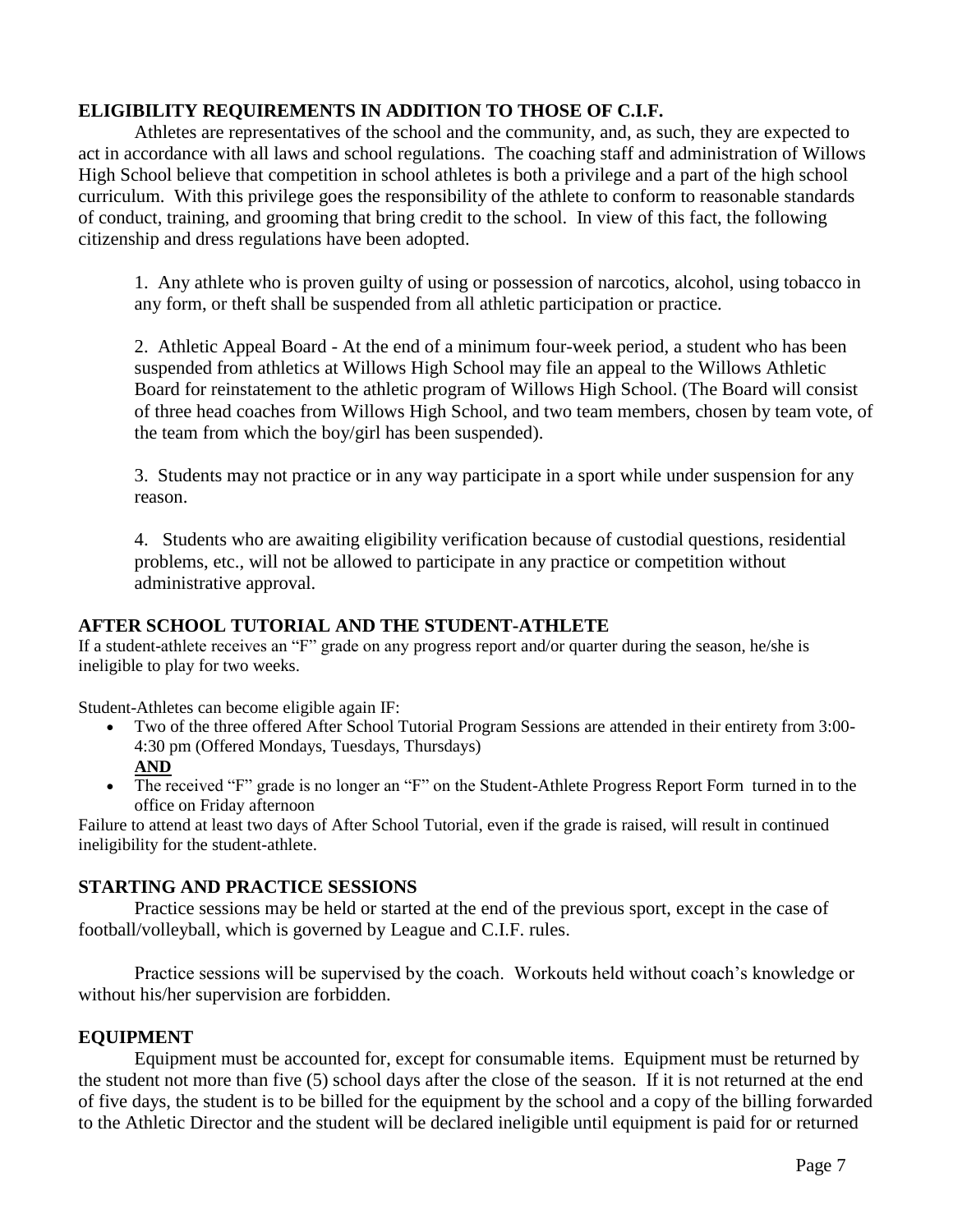## ELIGIBILITY REQUIREMENTS IN ADDITION TO THOSE OF C.I.F.

Athletes are representatives of the school and the community, and, as such, they are expected to act in accordance with all laws and school regulations. The coaching staff and administration of Willows High School believe that competition in school athletes is both a privilege and a part of the high school curriculum. With this privilege goes the responsibility of the athlete to conform to reasonable standards of conduct, training, and grooming that bring credit to the school. In view of this fact, the following citizenship and dress regulations have been adopted.

1. Any athlete who is proven guilty of using or possession of narcotics, alcohol, using tobacco in any form, or theft shall be suspended from all athletic participation or practice.

2. Athletic Appeal Board - At the end of a minimum four-week period, a student who has been suspended from athletics at Willows High School may file an appeal to the Willows Athletic Board for reinstatement to the athletic program of Willows High School. (The Board will consist of three head coaches from Willows High School, and two team members, chosen by team vote, of the team from which the boy/girl has been suspended).

3. Students may not practice or in any way participate in a sport while under suspension for any reason.

4. Students who are awaiting eligibility verification because of custodial questions, residential problems, etc., will not be allowed to participate in any practice or competition without administrative approval.

## AFTER SCHOOL TUTORIAL AND THE STUDENT-ATHLETE

If a student-athlete receives an "F" grade on any progress report and/or quarter during the season, he/she is ineligible to play for two weeks.

Student-Athletes can become eligible again IF:

- Two of the three offered After School Tutorial Program Sessions are attended in their entirety from 3:00-4:30 pm (Offered Mondays, Tuesdays, Thursdays)
  **AND**
- The received "F" grade is no longer an "F" on the Student-Athlete Progress Report Form turned in to the office on Friday afternoon

Failure to attend at least two days of After School Tutorial, even if the grade is raised, will result in continued ineligibility for the student-athlete.

## STARTING AND PRACTICE SESSIONS

Practice sessions may be held or started at the end of the previous sport, except in the case of football/volleyball, which is governed by League and C.I.F. rules.

Practice sessions will be supervised by the coach. Workouts held without coach's knowledge or without his/her supervision are forbidden.

## EQUIPMENT

Equipment must be accounted for, except for consumable items. Equipment must be returned by the student not more than five (5) school days after the close of the season. If it is not returned at the end of five days, the student is to be billed for the equipment by the school and a copy of the billing forwarded to the Athletic Director and the student will be declared ineligible until equipment is paid for or returned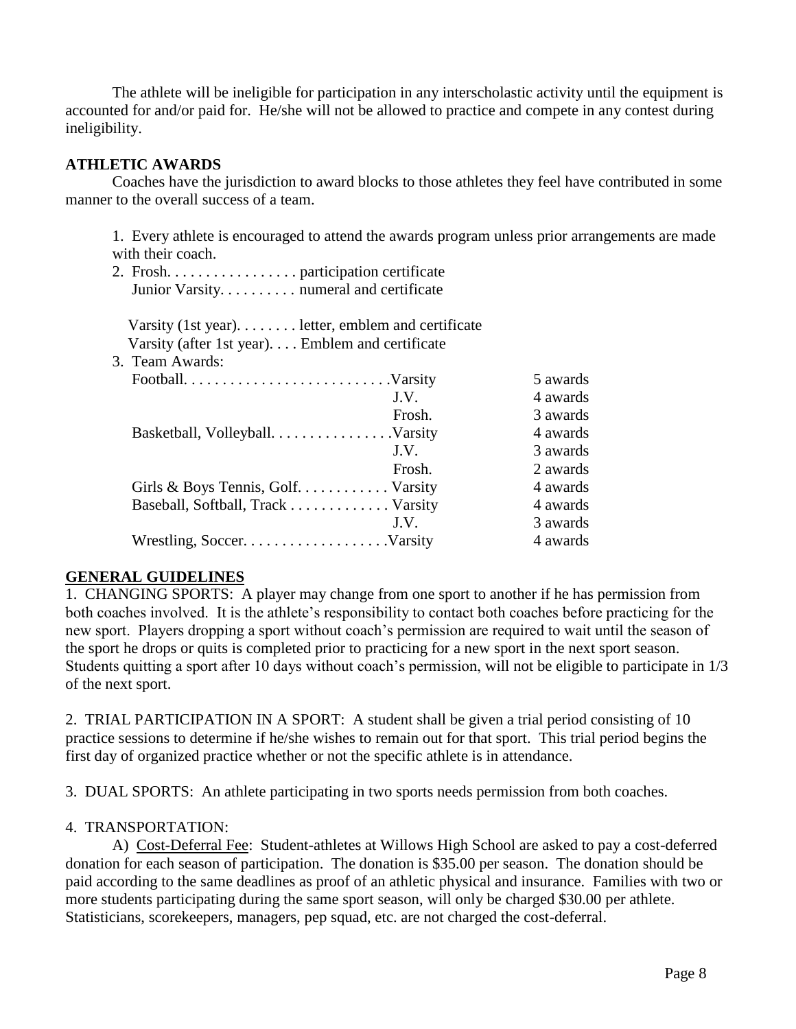The athlete will be ineligible for participation in any interscholastic activity until the equipment is accounted for and/or paid for. He/she will not be allowed to practice and compete in any contest during ineligibility.

**ATHLETIC AWARDS**

Coaches have the jurisdiction to award blocks to those athletes they feel have contributed in some manner to the overall success of a team.

1. Every athlete is encouraged to attend the awards program unless prior arrangements are made with their coach.
2. Frosh. . . . . . . . . . . . . . . . . participation certificate
   Junior Varsity. . . . . . . . . . numeral and certificate

   Varsity (1st year). . . . . . . . letter, emblem and certificate
   Varsity (after 1st year). . . . Emblem and certificate
3. Team Awards:

| | | |
|---|---|---|
| Football. . . . . . . . . . . . . . . . . . . . . . . . . . | Varsity | 5 awards |
| | J.V. | 4 awards |
| | Frosh. | 3 awards |
| Basketball, Volleyball. . . . . . . . . . . . . . . . | Varsity | 4 awards |
| | J.V. | 3 awards |
| | Frosh. | 2 awards |
| Girls & Boys Tennis, Golf. . . . . . . . . . . . | Varsity | 4 awards |
| Baseball, Softball, Track . . . . . . . . . . . . . | Varsity | 4 awards |
| | J.V. | 3 awards |
| Wrestling, Soccer. . . . . . . . . . . . . . . . . . . | Varsity | 4 awards |

**GENERAL GUIDELINES**

1. CHANGING SPORTS: A player may change from one sport to another if he has permission from both coaches involved. It is the athlete's responsibility to contact both coaches before practicing for the new sport. Players dropping a sport without coach's permission are required to wait until the season of the sport he drops or quits is completed prior to practicing for a new sport in the next sport season. Students quitting a sport after 10 days without coach's permission, will not be eligible to participate in 1/3 of the next sport.

2. TRIAL PARTICIPATION IN A SPORT: A student shall be given a trial period consisting of 10 practice sessions to determine if he/she wishes to remain out for that sport. This trial period begins the first day of organized practice whether or not the specific athlete is in attendance.

3. DUAL SPORTS: An athlete participating in two sports needs permission from both coaches.

4. TRANSPORTATION:

A) Cost-Deferral Fee: Student-athletes at Willows High School are asked to pay a cost-deferred donation for each season of participation. The donation is $35.00 per season. The donation should be paid according to the same deadlines as proof of an athletic physical and insurance. Families with two or more students participating during the same sport season, will only be charged $30.00 per athlete. Statisticians, scorekeepers, managers, pep squad, etc. are not charged the cost-deferral.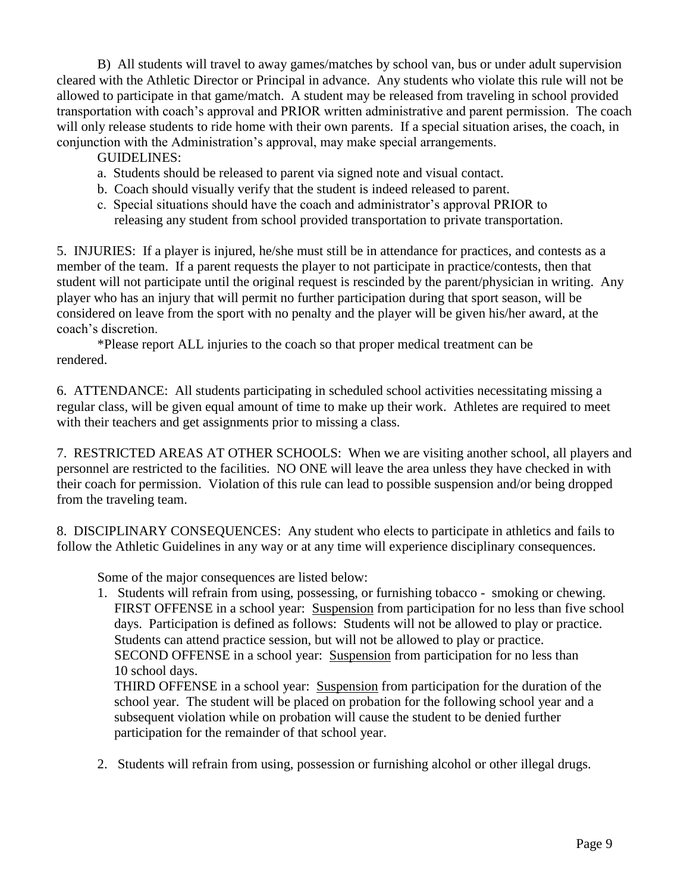B) All students will travel to away games/matches by school van, bus or under adult supervision cleared with the Athletic Director or Principal in advance. Any students who violate this rule will not be allowed to participate in that game/match. A student may be released from traveling in school provided transportation with coach's approval and PRIOR written administrative and parent permission. The coach will only release students to ride home with their own parents. If a special situation arises, the coach, in conjunction with the Administration's approval, may make special arrangements.

GUIDELINES:

a. Students should be released to parent via signed note and visual contact.
b. Coach should visually verify that the student is indeed released to parent.
c. Special situations should have the coach and administrator's approval PRIOR to releasing any student from school provided transportation to private transportation.

5. INJURIES: If a player is injured, he/she must still be in attendance for practices, and contests as a member of the team. If a parent requests the player to not participate in practice/contests, then that student will not participate until the original request is rescinded by the parent/physician in writing. Any player who has an injury that will permit no further participation during that sport season, will be considered on leave from the sport with no penalty and the player will be given his/her award, at the coach's discretion.

*Please report ALL injuries to the coach so that proper medical treatment can be rendered.

6. ATTENDANCE: All students participating in scheduled school activities necessitating missing a regular class, will be given equal amount of time to make up their work. Athletes are required to meet with their teachers and get assignments prior to missing a class.

7. RESTRICTED AREAS AT OTHER SCHOOLS: When we are visiting another school, all players and personnel are restricted to the facilities. NO ONE will leave the area unless they have checked in with their coach for permission. Violation of this rule can lead to possible suspension and/or being dropped from the traveling team.

8. DISCIPLINARY CONSEQUENCES: Any student who elects to participate in athletics and fails to follow the Athletic Guidelines in any way or at any time will experience disciplinary consequences.

Some of the major consequences are listed below:

1. Students will refrain from using, possessing, or furnishing tobacco - smoking or chewing.
   FIRST OFFENSE in a school year: Suspension from participation for no less than five school days. Participation is defined as follows: Students will not be allowed to play or practice. Students can attend practice session, but will not be allowed to play or practice.
   SECOND OFFENSE in a school year: Suspension from participation for no less than 10 school days.
   THIRD OFFENSE in a school year: Suspension from participation for the duration of the school year. The student will be placed on probation for the following school year and a subsequent violation while on probation will cause the student to be denied further participation for the remainder of that school year.

2. Students will refrain from using, possession or furnishing alcohol or other illegal drugs.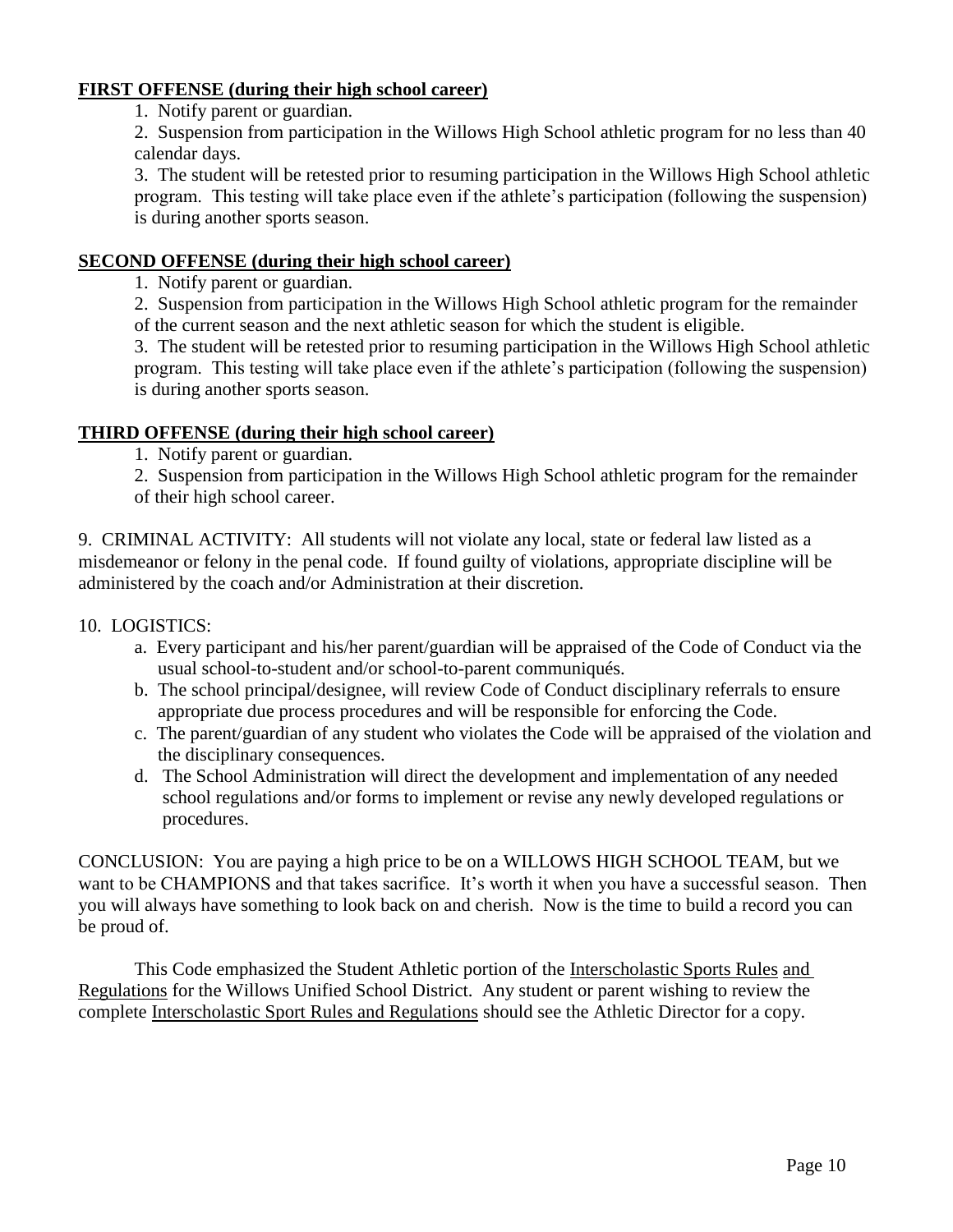**<u>FIRST OFFENSE (during their high school career)</u>**

1. Notify parent or guardian.
2. Suspension from participation in the Willows High School athletic program for no less than 40 calendar days.
3. The student will be retested prior to resuming participation in the Willows High School athletic program. This testing will take place even if the athlete's participation (following the suspension) is during another sports season.

**<u>SECOND OFFENSE (during their high school career)</u>**

1. Notify parent or guardian.
2. Suspension from participation in the Willows High School athletic program for the remainder of the current season and the next athletic season for which the student is eligible.
3. The student will be retested prior to resuming participation in the Willows High School athletic program. This testing will take place even if the athlete's participation (following the suspension) is during another sports season.

**<u>THIRD OFFENSE (during their high school career)</u>**

1. Notify parent or guardian.
2. Suspension from participation in the Willows High School athletic program for the remainder of their high school career.

9. CRIMINAL ACTIVITY: All students will not violate any local, state or federal law listed as a misdemeanor or felony in the penal code. If found guilty of violations, appropriate discipline will be administered by the coach and/or Administration at their discretion.

10. LOGISTICS:

a. Every participant and his/her parent/guardian will be appraised of the Code of Conduct via the usual school-to-student and/or school-to-parent communiqués.
b. The school principal/designee, will review Code of Conduct disciplinary referrals to ensure appropriate due process procedures and will be responsible for enforcing the Code.
c. The parent/guardian of any student who violates the Code will be appraised of the violation and the disciplinary consequences.
d. The School Administration will direct the development and implementation of any needed school regulations and/or forms to implement or revise any newly developed regulations or procedures.

CONCLUSION: You are paying a high price to be on a WILLOWS HIGH SCHOOL TEAM, but we want to be CHAMPIONS and that takes sacrifice. It's worth it when you have a successful season. Then you will always have something to look back on and cherish. Now is the time to build a record you can be proud of.

This Code emphasized the Student Athletic portion of the <u>Interscholastic Sports Rules and Regulations</u> for the Willows Unified School District. Any student or parent wishing to review the complete <u>Interscholastic Sport Rules and Regulations</u> should see the Athletic Director for a copy.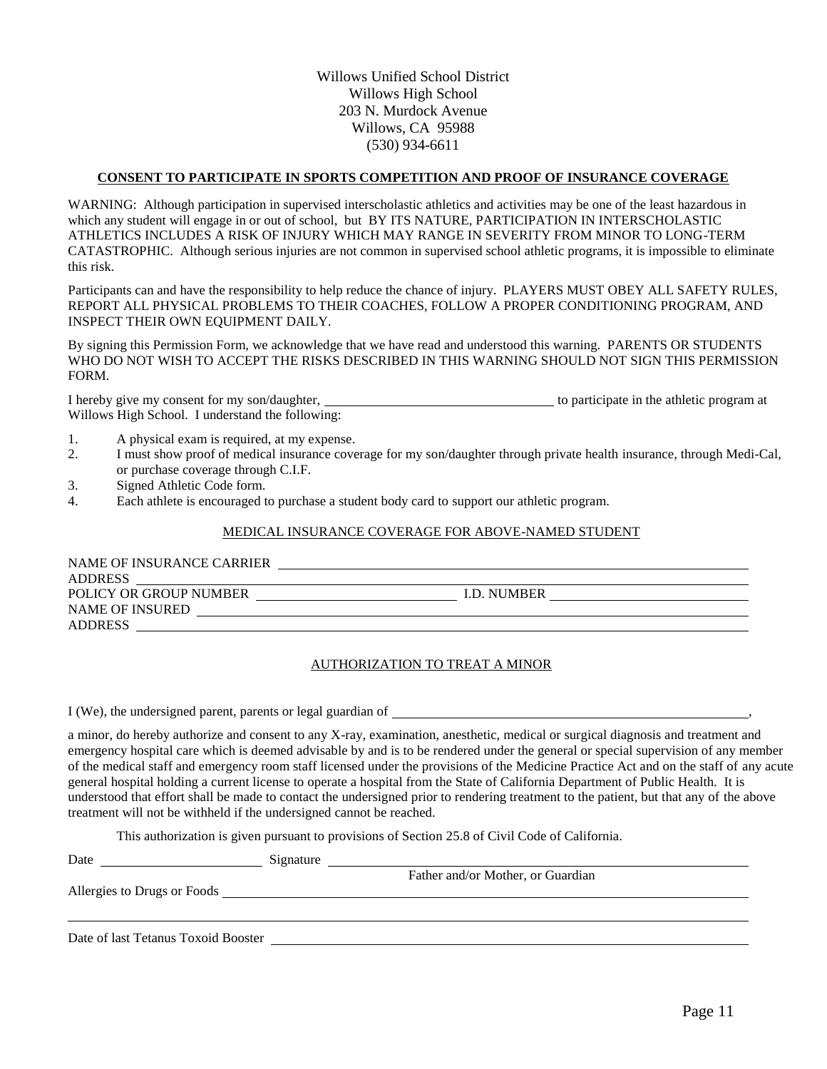Willows Unified School District
Willows High School
203 N. Murdock Avenue
Willows, CA 95988
(530) 934-6611

## CONSENT TO PARTICIPATE IN SPORTS COMPETITION AND PROOF OF INSURANCE COVERAGE

WARNING: Although participation in supervised interscholastic athletics and activities may be one of the least hazardous in which any student will engage in or out of school, but BY ITS NATURE, PARTICIPATION IN INTERSCHOLASTIC ATHLETICS INCLUDES A RISK OF INJURY WHICH MAY RANGE IN SEVERITY FROM MINOR TO LONG-TERM CATASTROPHIC. Although serious injuries are not common in supervised school athletic programs, it is impossible to eliminate this risk.

Participants can and have the responsibility to help reduce the chance of injury. PLAYERS MUST OBEY ALL SAFETY RULES, REPORT ALL PHYSICAL PROBLEMS TO THEIR COACHES, FOLLOW A PROPER CONDITIONING PROGRAM, AND INSPECT THEIR OWN EQUIPMENT DAILY.

By signing this Permission Form, we acknowledge that we have read and understood this warning. PARENTS OR STUDENTS WHO DO NOT WISH TO ACCEPT THE RISKS DESCRIBED IN THIS WARNING SHOULD NOT SIGN THIS PERMISSION FORM.

I hereby give my consent for my son/daughter, ________________________________ to participate in the athletic program at Willows High School. I understand the following:

1. A physical exam is required, at my expense.
2. I must show proof of medical insurance coverage for my son/daughter through private health insurance, through Medi-Cal, or purchase coverage through C.I.F.
3. Signed Athletic Code form.
4. Each athlete is encouraged to purchase a student body card to support our athletic program.

### MEDICAL INSURANCE COVERAGE FOR ABOVE-NAMED STUDENT

NAME OF INSURANCE CARRIER ________________________________________________
ADDRESS ________________________________________________
POLICY OR GROUP NUMBER ____________________________ I.D. NUMBER ____________________________
NAME OF INSURED ________________________________________________
ADDRESS ________________________________________________

### AUTHORIZATION TO TREAT A MINOR

I (We), the undersigned parent, parents or legal guardian of ________________________________________________,

a minor, do hereby authorize and consent to any X-ray, examination, anesthetic, medical or surgical diagnosis and treatment and emergency hospital care which is deemed advisable by and is to be rendered under the general or special supervision of any member of the medical staff and emergency room staff licensed under the provisions of the Medicine Practice Act and on the staff of any acute general hospital holding a current license to operate a hospital from the State of California Department of Public Health. It is understood that effort shall be made to contact the undersigned prior to rendering treatment to the patient, but that any of the above treatment will not be withheld if the undersigned cannot be reached.

This authorization is given pursuant to provisions of Section 25.8 of Civil Code of California.

Date ______________________ Signature ________________________________________________
Father and/or Mother, or Guardian

Allergies to Drugs or Foods ________________________________________________

________________________________________________

Date of last Tetanus Toxoid Booster ________________________________________________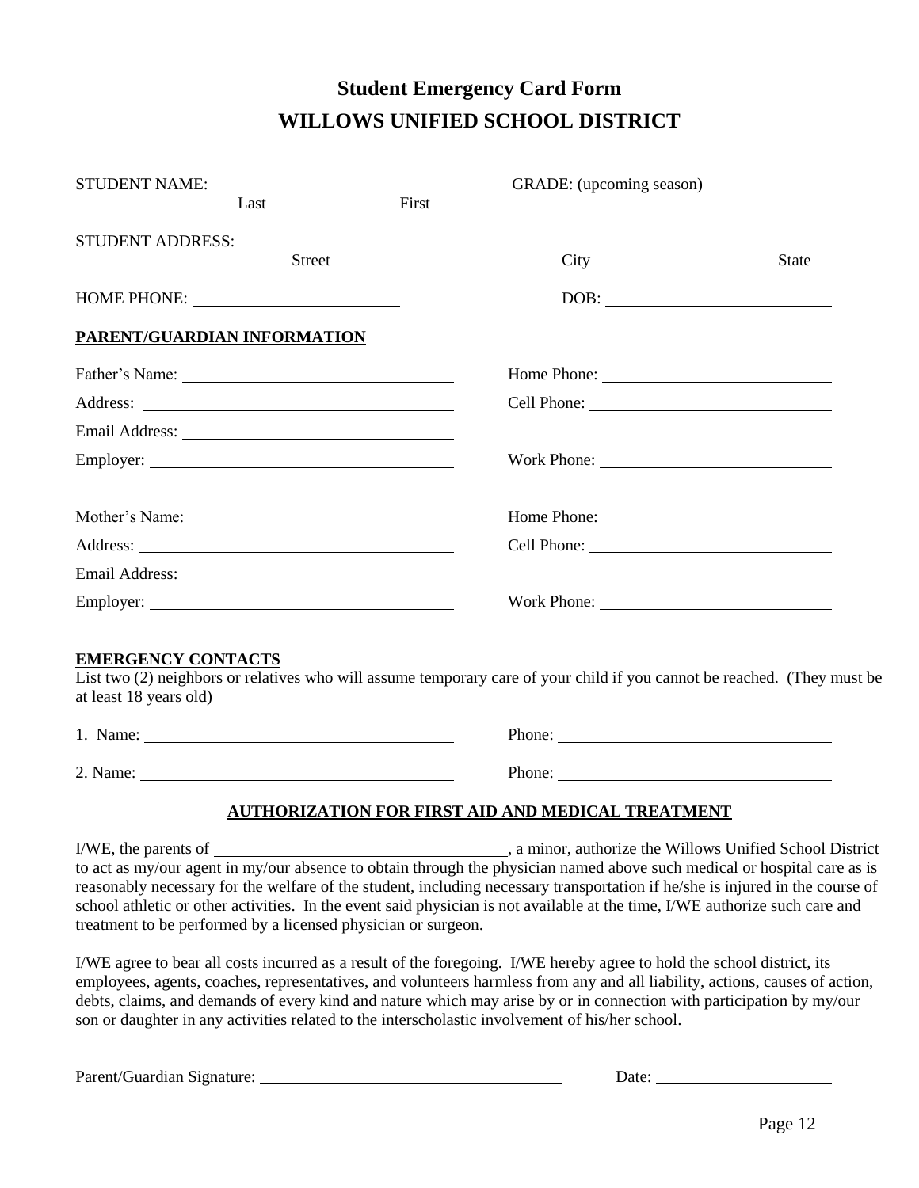# Student Emergency Card Form

# WILLOWS UNIFIED SCHOOL DISTRICT

STUDENT NAME: ______________________________ GRADE: (upcoming season) ______________
Last First

STUDENT ADDRESS: ____________________________________________________________
Street City State

HOME PHONE: ______________________ DOB: ______________________

**PARENT/GUARDIAN INFORMATION**

Father's Name: ______________________________ Home Phone: ______________________

Address: ______________________________ Cell Phone: ______________________

Email Address: ______________________________

Employer: ______________________________ Work Phone: ______________________

Mother's Name: ______________________________ Home Phone: ______________________

Address: ______________________________ Cell Phone: ______________________

Email Address: ______________________________

Employer: ______________________________ Work Phone: ______________________

**EMERGENCY CONTACTS**

List two (2) neighbors or relatives who will assume temporary care of your child if you cannot be reached. (They must be at least 18 years old)

1. Name: ______________________________ Phone: ______________________________

2. Name: ______________________________ Phone: ______________________________

**AUTHORIZATION FOR FIRST AID AND MEDICAL TREATMENT**

I/WE, the parents of ______________________________, a minor, authorize the Willows Unified School District to act as my/our agent in my/our absence to obtain through the physician named above such medical or hospital care as is reasonably necessary for the welfare of the student, including necessary transportation if he/she is injured in the course of school athletic or other activities. In the event said physician is not available at the time, I/WE authorize such care and treatment to be performed by a licensed physician or surgeon.

I/WE agree to bear all costs incurred as a result of the foregoing. I/WE hereby agree to hold the school district, its employees, agents, coaches, representatives, and volunteers harmless from any and all liability, actions, causes of action, debts, claims, and demands of every kind and nature which may arise by or in connection with participation by my/our son or daughter in any activities related to the interscholastic involvement of his/her school.

Parent/Guardian Signature: ______________________________ Date: ____________________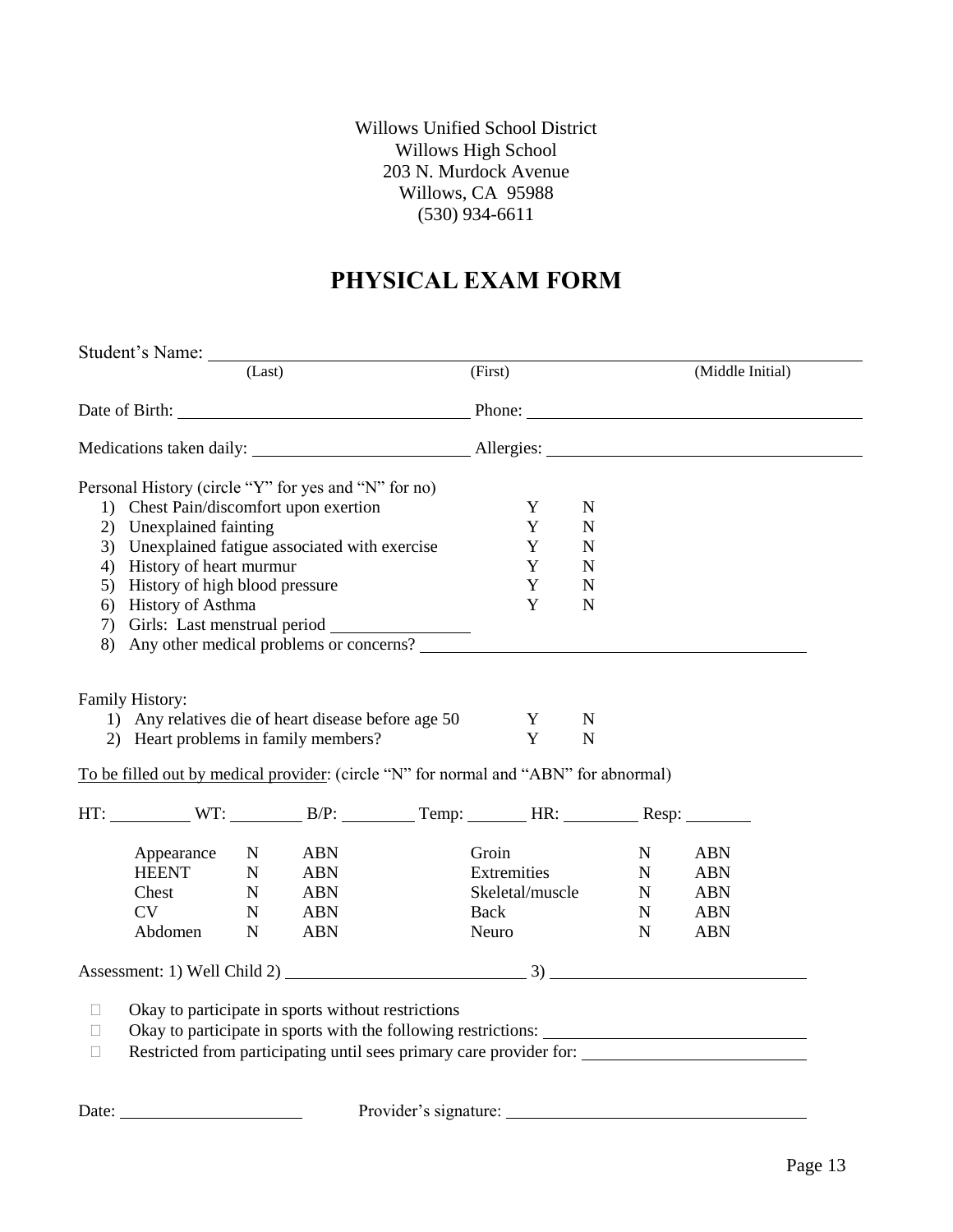Willows Unified School District
Willows High School
203 N. Murdock Avenue
Willows, CA 95988
(530) 934-6611

# PHYSICAL EXAM FORM

Student's Name: ______________________________________________
(Last) (First) (Middle Initial)

Date of Birth: ______________________ Phone: ______________________

Medications taken daily: ______________________ Allergies: ______________________

Personal History (circle "Y" for yes and "N" for no)

1) Chest Pain/discomfort upon exertion Y N
2) Unexplained fainting Y N
3) Unexplained fatigue associated with exercise Y N
4) History of heart murmur Y N
5) History of high blood pressure Y N
6) History of Asthma Y N
7) Girls: Last menstrual period ______________
8) Any other medical problems or concerns? ______________________________

Family History:

1) Any relatives die of heart disease before age 50 Y N
2) Heart problems in family members? Y N

To be filled out by medical provider: (circle "N" for normal and "ABN" for abnormal)

HT: ________ WT: ________ B/P: ________ Temp: ________ HR: ________ Resp: ________

| | | | | | |
|---|---|---|---|---|---|
| Appearance | N | ABN | Groin | N | ABN |
| HEENT | N | ABN | Extremities | N | ABN |
| Chest | N | ABN | Skeletal/muscle | N | ABN |
| CV | N | ABN | Back | N | ABN |
| Abdomen | N | ABN | Neuro | N | ABN |

Assessment: 1) Well Child 2) ______________________ 3) ______________________

- ☐ Okay to participate in sports without restrictions
- ☐ Okay to participate in sports with the following restrictions: ______________________
- ☐ Restricted from participating until sees primary care provider for: ______________________

Date: ______________ Provider's signature: ______________________________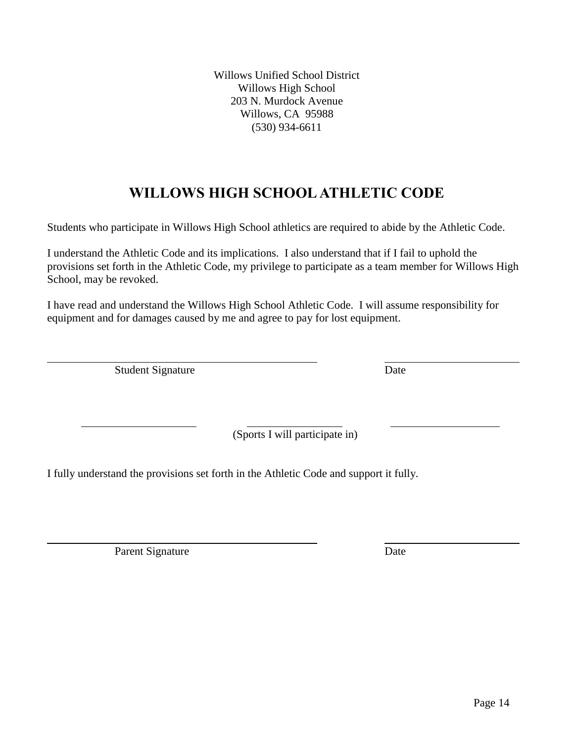Willows Unified School District
Willows High School
203 N. Murdock Avenue
Willows, CA 95988
(530) 934-6611

# WILLOWS HIGH SCHOOL ATHLETIC CODE

Students who participate in Willows High School athletics are required to abide by the Athletic Code.

I understand the Athletic Code and its implications. I also understand that if I fail to uphold the provisions set forth in the Athletic Code, my privilege to participate as a team member for Willows High School, may be revoked.

I have read and understand the Willows High School Athletic Code. I will assume responsibility for equipment and for damages caused by me and agree to pay for lost equipment.

\_\_\_\_\_\_\_\_\_\_\_\_\_\_\_\_\_\_\_\_\_\_\_\_\_\_\_\_\_\_\_\_\_\_\_\_\_\_\_\_ \_\_\_\_\_\_\_\_\_\_\_\_\_\_\_\_\_\_\_\_

Student Signature Date

\_\_\_\_\_\_\_\_\_\_\_\_\_\_\_\_\_\_ \_\_\_\_\_\_\_\_\_\_\_\_\_\_\_ \_\_\_\_\_\_\_\_\_\_\_\_\_\_\_\_\_

(Sports I will participate in)

I fully understand the provisions set forth in the Athletic Code and support it fully.

\_\_\_\_\_\_\_\_\_\_\_\_\_\_\_\_\_\_\_\_\_\_\_\_\_\_\_\_\_\_\_\_\_\_\_\_\_\_\_\_ \_\_\_\_\_\_\_\_\_\_\_\_\_\_\_\_\_\_\_\_

Parent Signature Date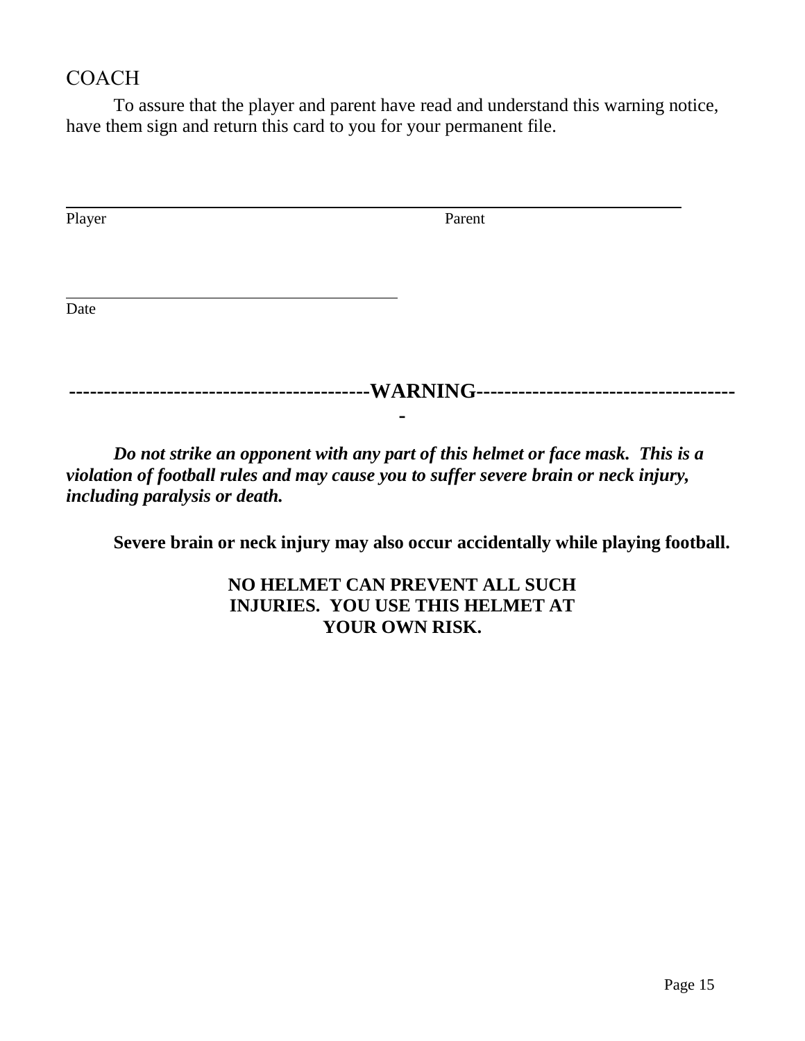# COACH

To assure that the player and parent have read and understand this warning notice, have them sign and return this card to you for your permanent file.

Player _______________________________ Parent _______________________________

Date _______________________________

**-------------------------------------------WARNING--------------------------------------**

***Do not strike an opponent with any part of this helmet or face mask. This is a violation of football rules and may cause you to suffer severe brain or neck injury, including paralysis or death.***

**Severe brain or neck injury may also occur accidentally while playing football.**

**NO HELMET CAN PREVENT ALL SUCH INJURIES. YOU USE THIS HELMET AT YOUR OWN RISK.**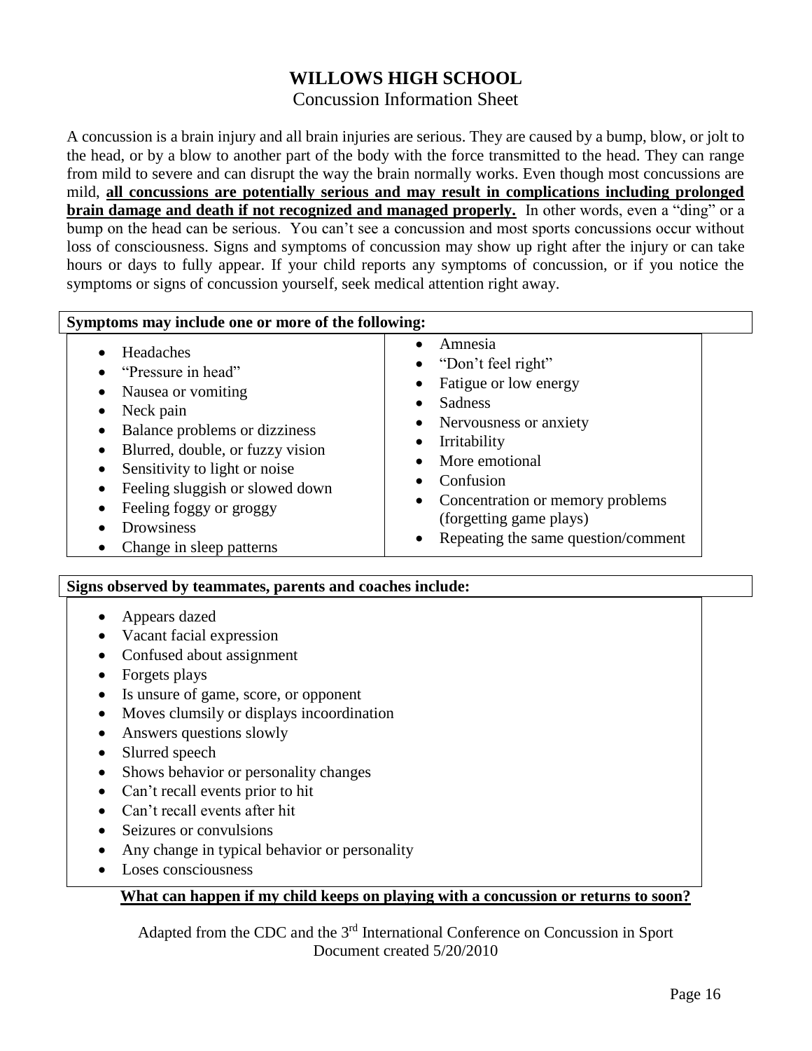# WILLOWS HIGH SCHOOL

## Concussion Information Sheet

A concussion is a brain injury and all brain injuries are serious. They are caused by a bump, blow, or jolt to the head, or by a blow to another part of the body with the force transmitted to the head. They can range from mild to severe and can disrupt the way the brain normally works. Even though most concussions are mild, **all concussions are potentially serious and may result in complications including prolonged brain damage and death if not recognized and managed properly.** In other words, even a "ding" or a bump on the head can be serious. You can't see a concussion and most sports concussions occur without loss of consciousness. Signs and symptoms of concussion may show up right after the injury or can take hours or days to fully appear. If your child reports any symptoms of concussion, or if you notice the symptoms or signs of concussion yourself, seek medical attention right away.

**Symptoms may include one or more of the following:**

- Headaches
- "Pressure in head"
- Nausea or vomiting
- Neck pain
- Balance problems or dizziness
- Blurred, double, or fuzzy vision
- Sensitivity to light or noise
- Feeling sluggish or slowed down
- Feeling foggy or groggy
- Drowsiness
- Change in sleep patterns
- Amnesia
- "Don't feel right"
- Fatigue or low energy
- Sadness
- Nervousness or anxiety
- Irritability
- More emotional
- Confusion
- Concentration or memory problems (forgetting game plays)
- Repeating the same question/comment

**Signs observed by teammates, parents and coaches include:**

- Appears dazed
- Vacant facial expression
- Confused about assignment
- Forgets plays
- Is unsure of game, score, or opponent
- Moves clumsily or displays incoordination
- Answers questions slowly
- Slurred speech
- Shows behavior or personality changes
- Can't recall events prior to hit
- Can't recall events after hit
- Seizures or convulsions
- Any change in typical behavior or personality
- Loses consciousness

**What can happen if my child keeps on playing with a concussion or returns to soon?**

Adapted from the CDC and the 3rd International Conference on Concussion in Sport
Document created 5/20/2010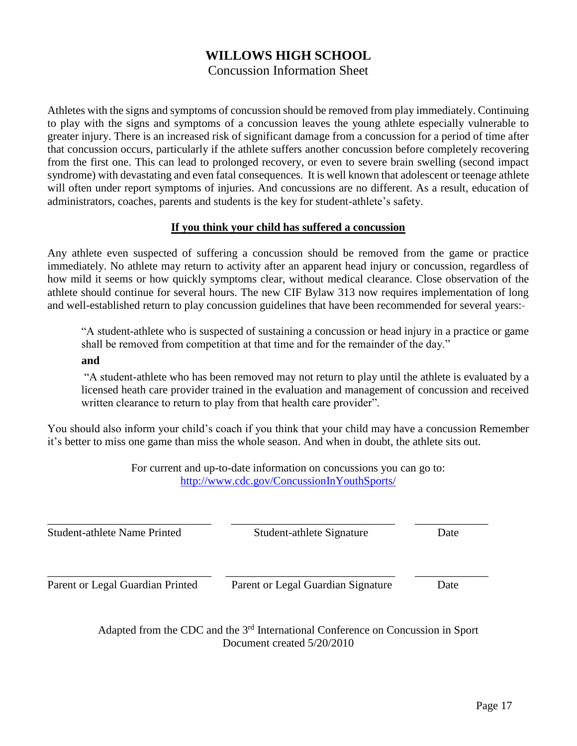# WILLOWS HIGH SCHOOL

Concussion Information Sheet

Athletes with the signs and symptoms of concussion should be removed from play immediately. Continuing to play with the signs and symptoms of a concussion leaves the young athlete especially vulnerable to greater injury. There is an increased risk of significant damage from a concussion for a period of time after that concussion occurs, particularly if the athlete suffers another concussion before completely recovering from the first one. This can lead to prolonged recovery, or even to severe brain swelling (second impact syndrome) with devastating and even fatal consequences. It is well known that adolescent or teenage athlete will often under report symptoms of injuries. And concussions are no different. As a result, education of administrators, coaches, parents and students is the key for student-athlete's safety.

## If you think your child has suffered a concussion

Any athlete even suspected of suffering a concussion should be removed from the game or practice immediately. No athlete may return to activity after an apparent head injury or concussion, regardless of how mild it seems or how quickly symptoms clear, without medical clearance. Close observation of the athlete should continue for several hours. The new CIF Bylaw 313 now requires implementation of long and well-established return to play concussion guidelines that have been recommended for several years:-

> "A student-athlete who is suspected of sustaining a concussion or head injury in a practice or game shall be removed from competition at that time and for the remainder of the day."
>
> **and**
>
> "A student-athlete who has been removed may not return to play until the athlete is evaluated by a licensed heath care provider trained in the evaluation and management of concussion and received written clearance to return to play from that health care provider".

You should also inform your child's coach if you think that your child may have a concussion Remember it's better to miss one game than miss the whole season. And when in doubt, the athlete sits out.

For current and up-to-date information on concussions you can go to:
[http://www.cdc.gov/ConcussionInYouthSports/](http://www.cdc.gov/ConcussionInYouthSports/)

| | | |
|---|---|---|
| _____________________________ | _____________________________ | _____________ |
| Student-athlete Name Printed | Student-athlete Signature | Date |
| _____________________________ | _____________________________ | _____________ |
| Parent or Legal Guardian Printed | Parent or Legal Guardian Signature | Date |

Adapted from the CDC and the 3rd International Conference on Concussion in Sport
Document created 5/20/2010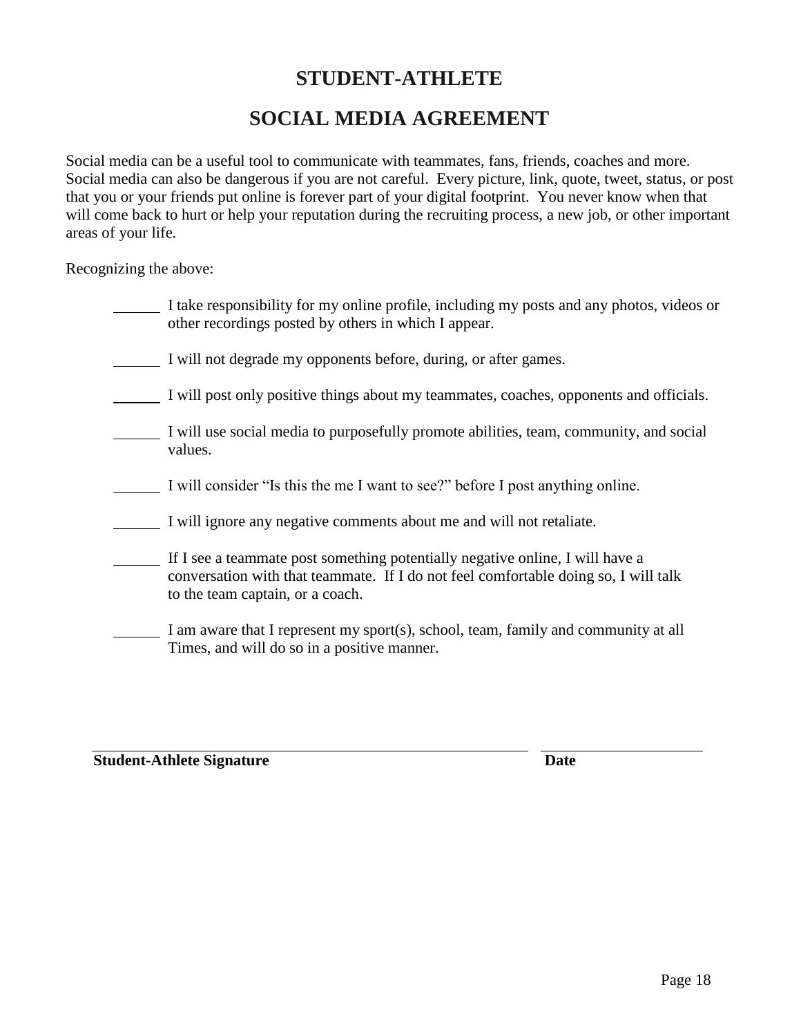# STUDENT-ATHLETE

# SOCIAL MEDIA AGREEMENT

Social media can be a useful tool to communicate with teammates, fans, friends, coaches and more. Social media can also be dangerous if you are not careful. Every picture, link, quote, tweet, status, or post that you or your friends put online is forever part of your digital footprint. You never know when that will come back to hurt or help your reputation during the recruiting process, a new job, or other important areas of your life.

Recognizing the above:

______ I take responsibility for my online profile, including my posts and any photos, videos or other recordings posted by others in which I appear.

______ I will not degrade my opponents before, during, or after games.

______ I will post only positive things about my teammates, coaches, opponents and officials.

______ I will use social media to purposefully promote abilities, team, community, and social values.

______ I will consider "Is this the me I want to see?" before I post anything online.

______ I will ignore any negative comments about me and will not retaliate.

______ If I see a teammate post something potentially negative online, I will have a conversation with that teammate. If I do not feel comfortable doing so, I will talk to the team captain, or a coach.

______ I am aware that I represent my sport(s), school, team, family and community at all Times, and will do so in a positive manner.

______________________________________________ ____________________

**Student-Athlete Signature** **Date**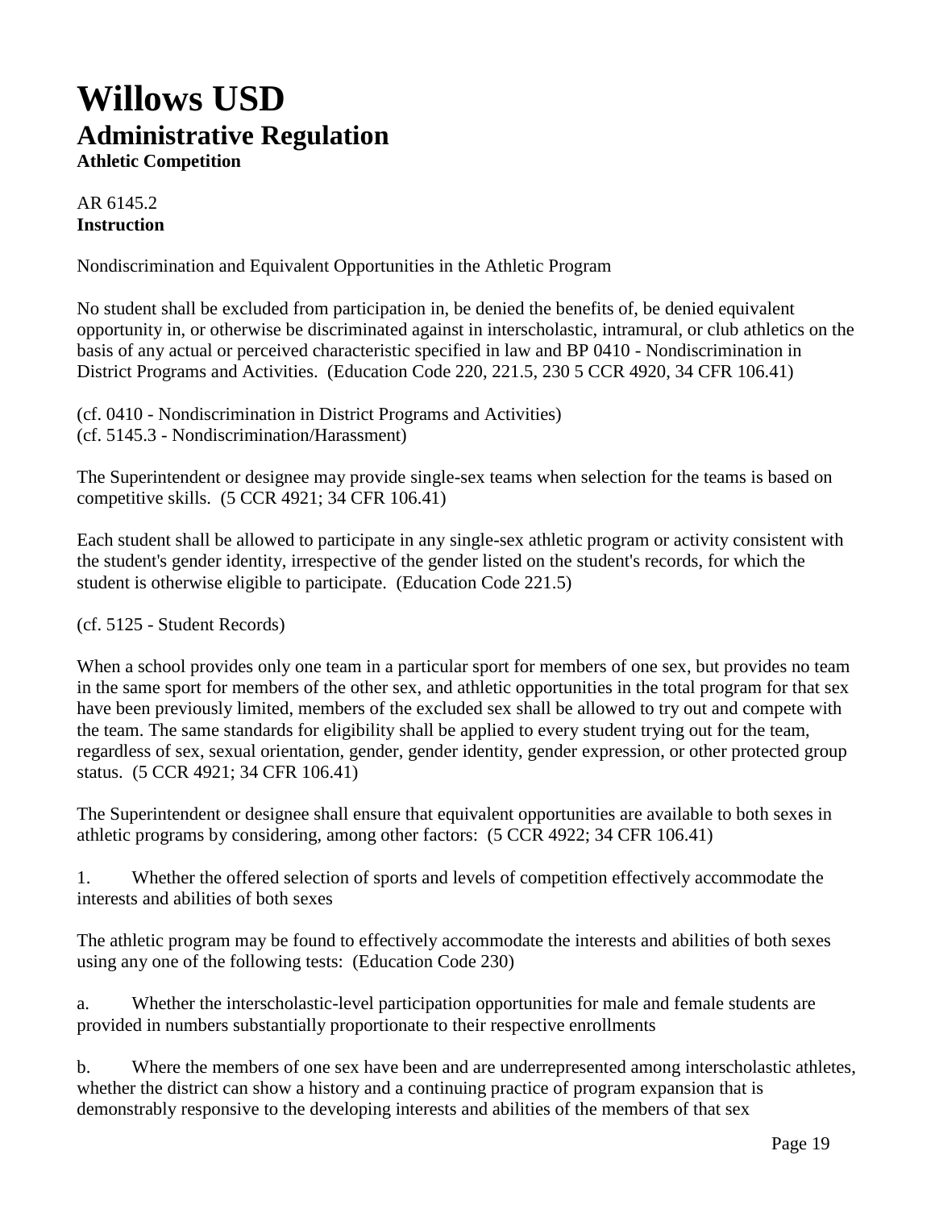# Willows USD

## Administrative Regulation

**Athletic Competition**

AR 6145.2
**Instruction**

Nondiscrimination and Equivalent Opportunities in the Athletic Program

No student shall be excluded from participation in, be denied the benefits of, be denied equivalent opportunity in, or otherwise be discriminated against in interscholastic, intramural, or club athletics on the basis of any actual or perceived characteristic specified in law and BP 0410 - Nondiscrimination in District Programs and Activities. (Education Code 220, 221.5, 230 5 CCR 4920, 34 CFR 106.41)

(cf. 0410 - Nondiscrimination in District Programs and Activities)
(cf. 5145.3 - Nondiscrimination/Harassment)

The Superintendent or designee may provide single-sex teams when selection for the teams is based on competitive skills. (5 CCR 4921; 34 CFR 106.41)

Each student shall be allowed to participate in any single-sex athletic program or activity consistent with the student's gender identity, irrespective of the gender listed on the student's records, for which the student is otherwise eligible to participate. (Education Code 221.5)

(cf. 5125 - Student Records)

When a school provides only one team in a particular sport for members of one sex, but provides no team in the same sport for members of the other sex, and athletic opportunities in the total program for that sex have been previously limited, members of the excluded sex shall be allowed to try out and compete with the team. The same standards for eligibility shall be applied to every student trying out for the team, regardless of sex, sexual orientation, gender, gender identity, gender expression, or other protected group status. (5 CCR 4921; 34 CFR 106.41)

The Superintendent or designee shall ensure that equivalent opportunities are available to both sexes in athletic programs by considering, among other factors: (5 CCR 4922; 34 CFR 106.41)

1. Whether the offered selection of sports and levels of competition effectively accommodate the interests and abilities of both sexes

The athletic program may be found to effectively accommodate the interests and abilities of both sexes using any one of the following tests: (Education Code 230)

a. Whether the interscholastic-level participation opportunities for male and female students are provided in numbers substantially proportionate to their respective enrollments

b. Where the members of one sex have been and are underrepresented among interscholastic athletes, whether the district can show a history and a continuing practice of program expansion that is demonstrably responsive to the developing interests and abilities of the members of that sex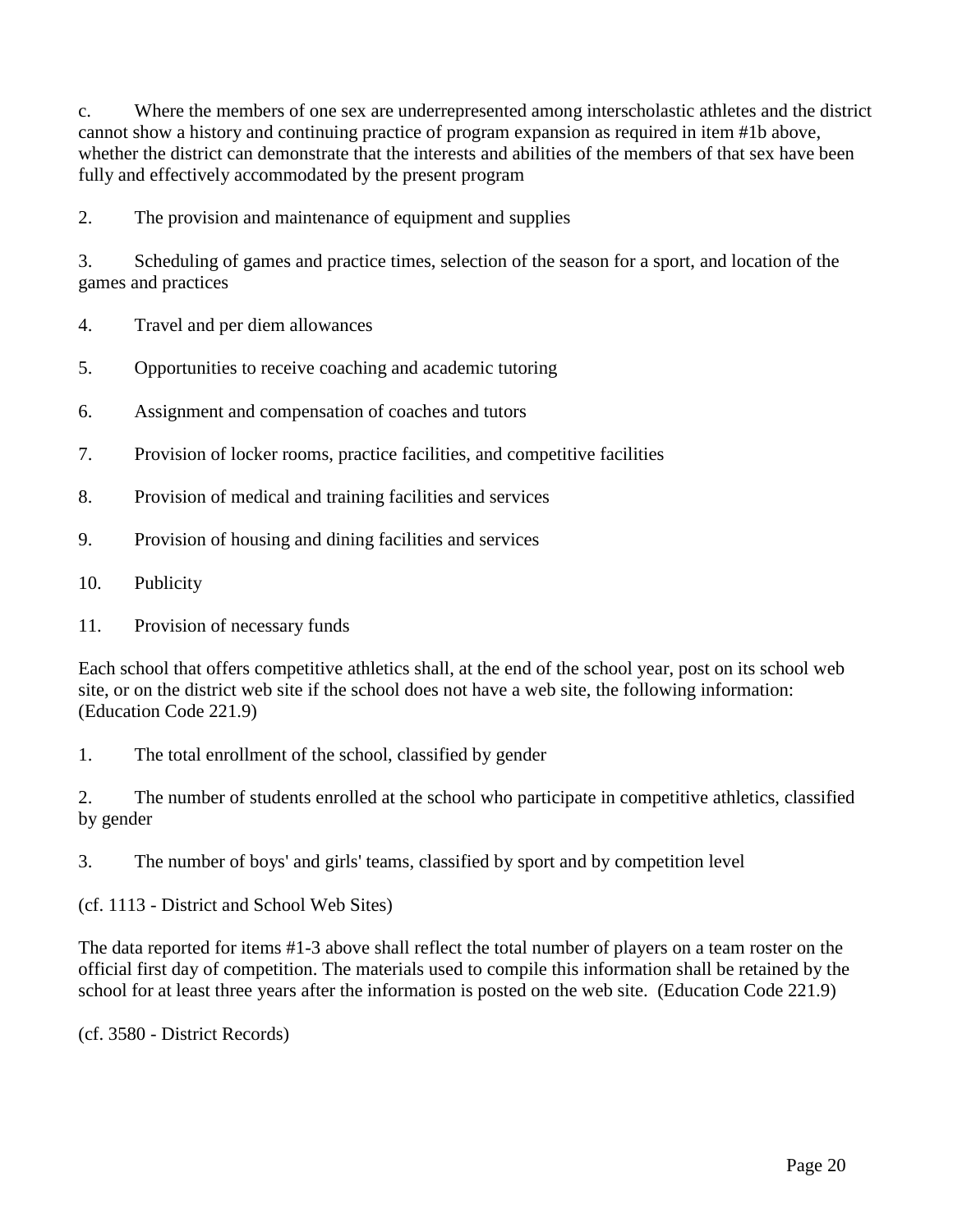c. Where the members of one sex are underrepresented among interscholastic athletes and the district cannot show a history and continuing practice of program expansion as required in item #1b above, whether the district can demonstrate that the interests and abilities of the members of that sex have been fully and effectively accommodated by the present program

2. The provision and maintenance of equipment and supplies

3. Scheduling of games and practice times, selection of the season for a sport, and location of the games and practices

4. Travel and per diem allowances

5. Opportunities to receive coaching and academic tutoring

6. Assignment and compensation of coaches and tutors

7. Provision of locker rooms, practice facilities, and competitive facilities

8. Provision of medical and training facilities and services

9. Provision of housing and dining facilities and services

10. Publicity

11. Provision of necessary funds

Each school that offers competitive athletics shall, at the end of the school year, post on its school web site, or on the district web site if the school does not have a web site, the following information: (Education Code 221.9)

1. The total enrollment of the school, classified by gender

2. The number of students enrolled at the school who participate in competitive athletics, classified by gender

3. The number of boys' and girls' teams, classified by sport and by competition level

(cf. 1113 - District and School Web Sites)

The data reported for items #1-3 above shall reflect the total number of players on a team roster on the official first day of competition. The materials used to compile this information shall be retained by the school for at least three years after the information is posted on the web site. (Education Code 221.9)

(cf. 3580 - District Records)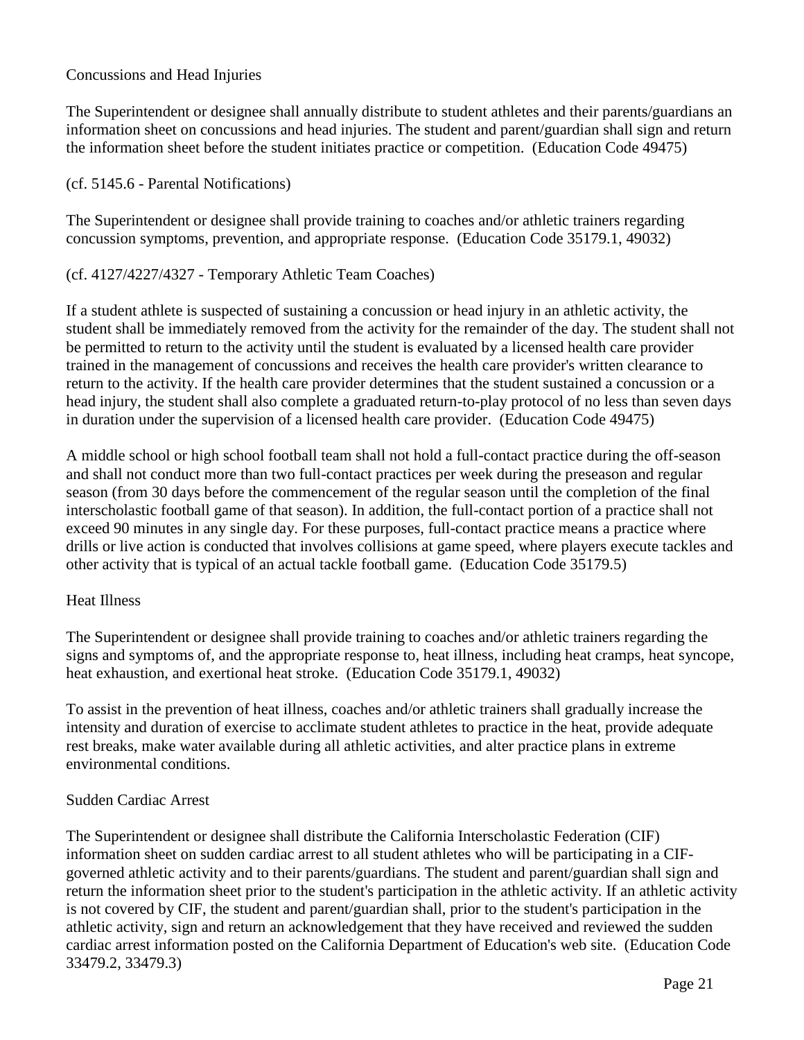### Concussions and Head Injuries

The Superintendent or designee shall annually distribute to student athletes and their parents/guardians an information sheet on concussions and head injuries. The student and parent/guardian shall sign and return the information sheet before the student initiates practice or competition. (Education Code 49475)

(cf. 5145.6 - Parental Notifications)

The Superintendent or designee shall provide training to coaches and/or athletic trainers regarding concussion symptoms, prevention, and appropriate response. (Education Code 35179.1, 49032)

(cf. 4127/4227/4327 - Temporary Athletic Team Coaches)

If a student athlete is suspected of sustaining a concussion or head injury in an athletic activity, the student shall be immediately removed from the activity for the remainder of the day. The student shall not be permitted to return to the activity until the student is evaluated by a licensed health care provider trained in the management of concussions and receives the health care provider's written clearance to return to the activity. If the health care provider determines that the student sustained a concussion or a head injury, the student shall also complete a graduated return-to-play protocol of no less than seven days in duration under the supervision of a licensed health care provider. (Education Code 49475)

A middle school or high school football team shall not hold a full-contact practice during the off-season and shall not conduct more than two full-contact practices per week during the preseason and regular season (from 30 days before the commencement of the regular season until the completion of the final interscholastic football game of that season). In addition, the full-contact portion of a practice shall not exceed 90 minutes in any single day. For these purposes, full-contact practice means a practice where drills or live action is conducted that involves collisions at game speed, where players execute tackles and other activity that is typical of an actual tackle football game. (Education Code 35179.5)

### Heat Illness

The Superintendent or designee shall provide training to coaches and/or athletic trainers regarding the signs and symptoms of, and the appropriate response to, heat illness, including heat cramps, heat syncope, heat exhaustion, and exertional heat stroke. (Education Code 35179.1, 49032)

To assist in the prevention of heat illness, coaches and/or athletic trainers shall gradually increase the intensity and duration of exercise to acclimate student athletes to practice in the heat, provide adequate rest breaks, make water available during all athletic activities, and alter practice plans in extreme environmental conditions.

### Sudden Cardiac Arrest

The Superintendent or designee shall distribute the California Interscholastic Federation (CIF) information sheet on sudden cardiac arrest to all student athletes who will be participating in a CIF-governed athletic activity and to their parents/guardians. The student and parent/guardian shall sign and return the information sheet prior to the student's participation in the athletic activity. If an athletic activity is not covered by CIF, the student and parent/guardian shall, prior to the student's participation in the athletic activity, sign and return an acknowledgement that they have received and reviewed the sudden cardiac arrest information posted on the California Department of Education's web site. (Education Code 33479.2, 33479.3)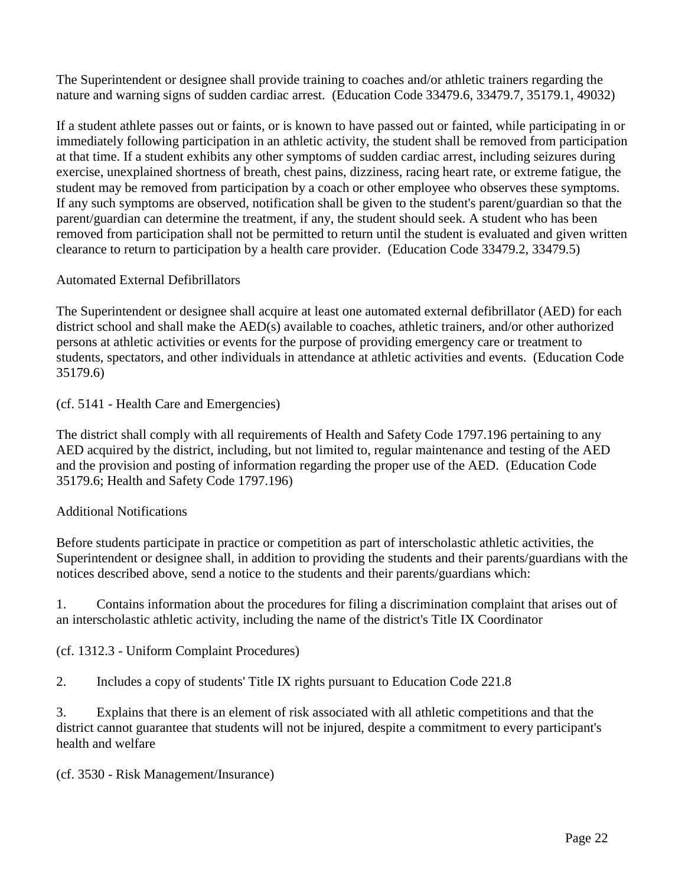The Superintendent or designee shall provide training to coaches and/or athletic trainers regarding the nature and warning signs of sudden cardiac arrest. (Education Code 33479.6, 33479.7, 35179.1, 49032)

If a student athlete passes out or faints, or is known to have passed out or fainted, while participating in or immediately following participation in an athletic activity, the student shall be removed from participation at that time. If a student exhibits any other symptoms of sudden cardiac arrest, including seizures during exercise, unexplained shortness of breath, chest pains, dizziness, racing heart rate, or extreme fatigue, the student may be removed from participation by a coach or other employee who observes these symptoms. If any such symptoms are observed, notification shall be given to the student's parent/guardian so that the parent/guardian can determine the treatment, if any, the student should seek. A student who has been removed from participation shall not be permitted to return until the student is evaluated and given written clearance to return to participation by a health care provider. (Education Code 33479.2, 33479.5)

Automated External Defibrillators

The Superintendent or designee shall acquire at least one automated external defibrillator (AED) for each district school and shall make the AED(s) available to coaches, athletic trainers, and/or other authorized persons at athletic activities or events for the purpose of providing emergency care or treatment to students, spectators, and other individuals in attendance at athletic activities and events. (Education Code 35179.6)

(cf. 5141 - Health Care and Emergencies)

The district shall comply with all requirements of Health and Safety Code 1797.196 pertaining to any AED acquired by the district, including, but not limited to, regular maintenance and testing of the AED and the provision and posting of information regarding the proper use of the AED. (Education Code 35179.6; Health and Safety Code 1797.196)

Additional Notifications

Before students participate in practice or competition as part of interscholastic athletic activities, the Superintendent or designee shall, in addition to providing the students and their parents/guardians with the notices described above, send a notice to the students and their parents/guardians which:

1. Contains information about the procedures for filing a discrimination complaint that arises out of an interscholastic athletic activity, including the name of the district's Title IX Coordinator

(cf. 1312.3 - Uniform Complaint Procedures)

2. Includes a copy of students' Title IX rights pursuant to Education Code 221.8

3. Explains that there is an element of risk associated with all athletic competitions and that the district cannot guarantee that students will not be injured, despite a commitment to every participant's health and welfare

(cf. 3530 - Risk Management/Insurance)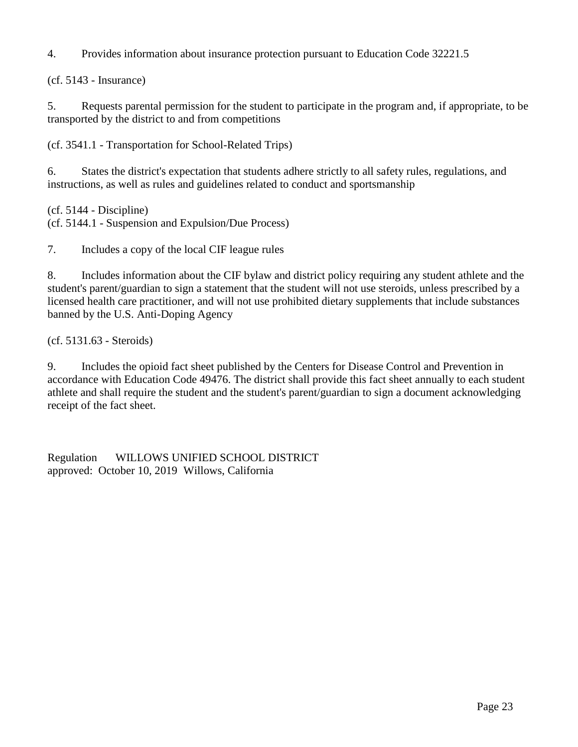4. Provides information about insurance protection pursuant to Education Code 32221.5

(cf. 5143 - Insurance)

5. Requests parental permission for the student to participate in the program and, if appropriate, to be transported by the district to and from competitions

(cf. 3541.1 - Transportation for School-Related Trips)

6. States the district's expectation that students adhere strictly to all safety rules, regulations, and instructions, as well as rules and guidelines related to conduct and sportsmanship

(cf. 5144 - Discipline)
(cf. 5144.1 - Suspension and Expulsion/Due Process)

7. Includes a copy of the local CIF league rules

8. Includes information about the CIF bylaw and district policy requiring any student athlete and the student's parent/guardian to sign a statement that the student will not use steroids, unless prescribed by a licensed health care practitioner, and will not use prohibited dietary supplements that include substances banned by the U.S. Anti-Doping Agency

(cf. 5131.63 - Steroids)

9. Includes the opioid fact sheet published by the Centers for Disease Control and Prevention in accordance with Education Code 49476. The district shall provide this fact sheet annually to each student athlete and shall require the student and the student's parent/guardian to sign a document acknowledging receipt of the fact sheet.

Regulation WILLOWS UNIFIED SCHOOL DISTRICT
approved: October 10, 2019 Willows, California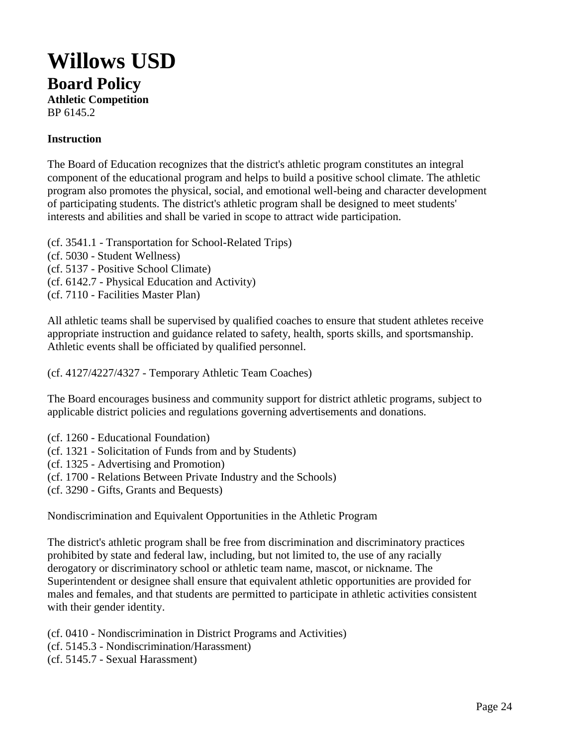# Willows USD

## Board Policy

**Athletic Competition**

BP 6145.2

**Instruction**

The Board of Education recognizes that the district's athletic program constitutes an integral component of the educational program and helps to build a positive school climate. The athletic program also promotes the physical, social, and emotional well-being and character development of participating students. The district's athletic program shall be designed to meet students' interests and abilities and shall be varied in scope to attract wide participation.

(cf. 3541.1 - Transportation for School-Related Trips)
(cf. 5030 - Student Wellness)
(cf. 5137 - Positive School Climate)
(cf. 6142.7 - Physical Education and Activity)
(cf. 7110 - Facilities Master Plan)

All athletic teams shall be supervised by qualified coaches to ensure that student athletes receive appropriate instruction and guidance related to safety, health, sports skills, and sportsmanship. Athletic events shall be officiated by qualified personnel.

(cf. 4127/4227/4327 - Temporary Athletic Team Coaches)

The Board encourages business and community support for district athletic programs, subject to applicable district policies and regulations governing advertisements and donations.

(cf. 1260 - Educational Foundation)
(cf. 1321 - Solicitation of Funds from and by Students)
(cf. 1325 - Advertising and Promotion)
(cf. 1700 - Relations Between Private Industry and the Schools)
(cf. 3290 - Gifts, Grants and Bequests)

Nondiscrimination and Equivalent Opportunities in the Athletic Program

The district's athletic program shall be free from discrimination and discriminatory practices prohibited by state and federal law, including, but not limited to, the use of any racially derogatory or discriminatory school or athletic team name, mascot, or nickname. The Superintendent or designee shall ensure that equivalent athletic opportunities are provided for males and females, and that students are permitted to participate in athletic activities consistent with their gender identity.

(cf. 0410 - Nondiscrimination in District Programs and Activities)
(cf. 5145.3 - Nondiscrimination/Harassment)
(cf. 5145.7 - Sexual Harassment)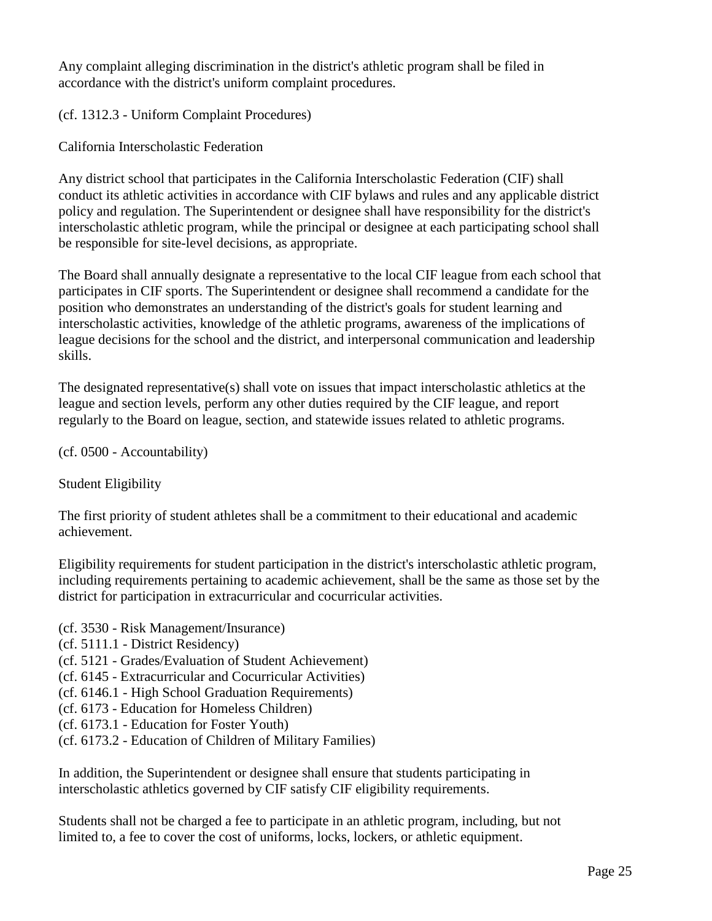Any complaint alleging discrimination in the district's athletic program shall be filed in accordance with the district's uniform complaint procedures.

(cf. 1312.3 - Uniform Complaint Procedures)

## California Interscholastic Federation

Any district school that participates in the California Interscholastic Federation (CIF) shall conduct its athletic activities in accordance with CIF bylaws and rules and any applicable district policy and regulation. The Superintendent or designee shall have responsibility for the district's interscholastic athletic program, while the principal or designee at each participating school shall be responsible for site-level decisions, as appropriate.

The Board shall annually designate a representative to the local CIF league from each school that participates in CIF sports. The Superintendent or designee shall recommend a candidate for the position who demonstrates an understanding of the district's goals for student learning and interscholastic activities, knowledge of the athletic programs, awareness of the implications of league decisions for the school and the district, and interpersonal communication and leadership skills.

The designated representative(s) shall vote on issues that impact interscholastic athletics at the league and section levels, perform any other duties required by the CIF league, and report regularly to the Board on league, section, and statewide issues related to athletic programs.

(cf. 0500 - Accountability)

## Student Eligibility

The first priority of student athletes shall be a commitment to their educational and academic achievement.

Eligibility requirements for student participation in the district's interscholastic athletic program, including requirements pertaining to academic achievement, shall be the same as those set by the district for participation in extracurricular and cocurricular activities.

(cf. 3530 - Risk Management/Insurance)
(cf. 5111.1 - District Residency)
(cf. 5121 - Grades/Evaluation of Student Achievement)
(cf. 6145 - Extracurricular and Cocurricular Activities)
(cf. 6146.1 - High School Graduation Requirements)
(cf. 6173 - Education for Homeless Children)
(cf. 6173.1 - Education for Foster Youth)
(cf. 6173.2 - Education of Children of Military Families)

In addition, the Superintendent or designee shall ensure that students participating in interscholastic athletics governed by CIF satisfy CIF eligibility requirements.

Students shall not be charged a fee to participate in an athletic program, including, but not limited to, a fee to cover the cost of uniforms, locks, lockers, or athletic equipment.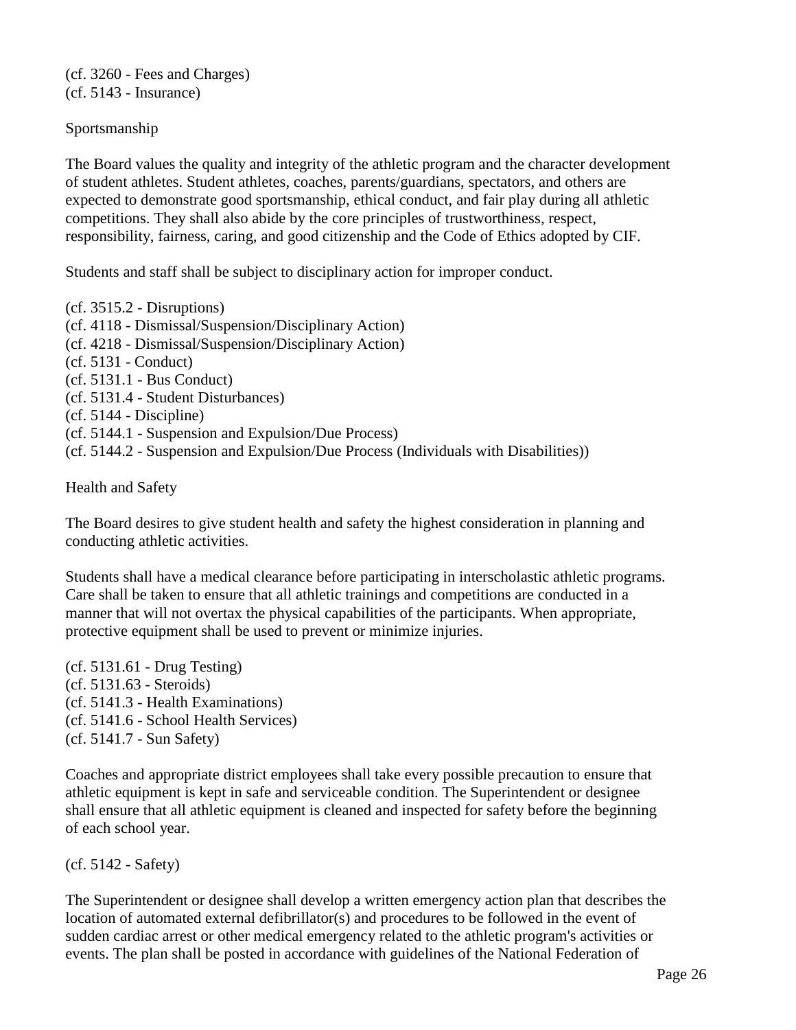(cf. 3260 - Fees and Charges)
(cf. 5143 - Insurance)

Sportsmanship

The Board values the quality and integrity of the athletic program and the character development of student athletes. Student athletes, coaches, parents/guardians, spectators, and others are expected to demonstrate good sportsmanship, ethical conduct, and fair play during all athletic competitions. They shall also abide by the core principles of trustworthiness, respect, responsibility, fairness, caring, and good citizenship and the Code of Ethics adopted by CIF.

Students and staff shall be subject to disciplinary action for improper conduct.

(cf. 3515.2 - Disruptions)
(cf. 4118 - Dismissal/Suspension/Disciplinary Action)
(cf. 4218 - Dismissal/Suspension/Disciplinary Action)
(cf. 5131 - Conduct)
(cf. 5131.1 - Bus Conduct)
(cf. 5131.4 - Student Disturbances)
(cf. 5144 - Discipline)
(cf. 5144.1 - Suspension and Expulsion/Due Process)
(cf. 5144.2 - Suspension and Expulsion/Due Process (Individuals with Disabilities))

Health and Safety

The Board desires to give student health and safety the highest consideration in planning and conducting athletic activities.

Students shall have a medical clearance before participating in interscholastic athletic programs. Care shall be taken to ensure that all athletic trainings and competitions are conducted in a manner that will not overtax the physical capabilities of the participants. When appropriate, protective equipment shall be used to prevent or minimize injuries.

(cf. 5131.61 - Drug Testing)
(cf. 5131.63 - Steroids)
(cf. 5141.3 - Health Examinations)
(cf. 5141.6 - School Health Services)
(cf. 5141.7 - Sun Safety)

Coaches and appropriate district employees shall take every possible precaution to ensure that athletic equipment is kept in safe and serviceable condition. The Superintendent or designee shall ensure that all athletic equipment is cleaned and inspected for safety before the beginning of each school year.

(cf. 5142 - Safety)

The Superintendent or designee shall develop a written emergency action plan that describes the location of automated external defibrillator(s) and procedures to be followed in the event of sudden cardiac arrest or other medical emergency related to the athletic program's activities or events. The plan shall be posted in accordance with guidelines of the National Federation of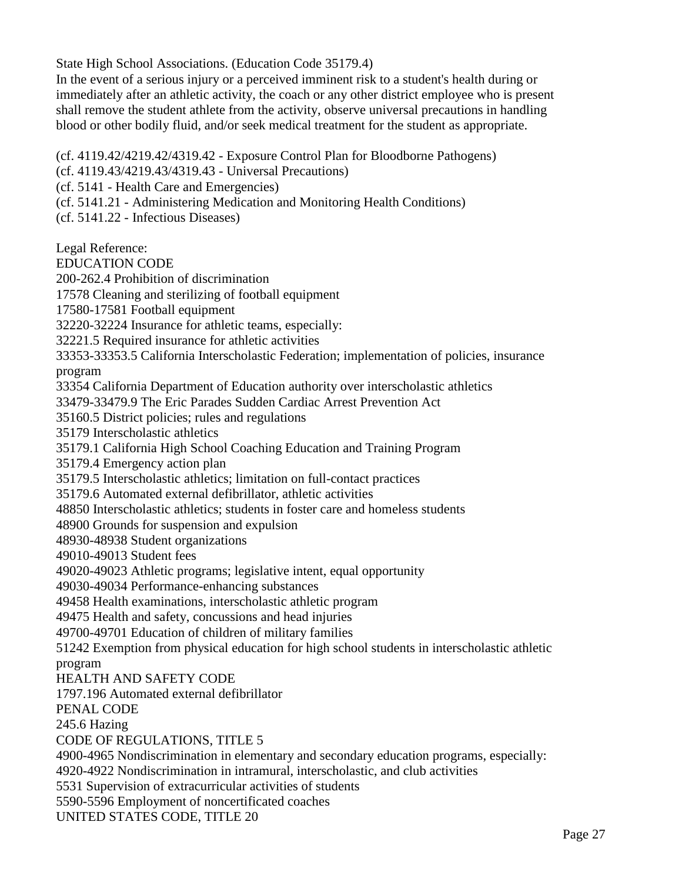State High School Associations. (Education Code 35179.4)

In the event of a serious injury or a perceived imminent risk to a student's health during or immediately after an athletic activity, the coach or any other district employee who is present shall remove the student athlete from the activity, observe universal precautions in handling blood or other bodily fluid, and/or seek medical treatment for the student as appropriate.

(cf. 4119.42/4219.42/4319.42 - Exposure Control Plan for Bloodborne Pathogens)
(cf. 4119.43/4219.43/4319.43 - Universal Precautions)
(cf. 5141 - Health Care and Emergencies)
(cf. 5141.21 - Administering Medication and Monitoring Health Conditions)
(cf. 5141.22 - Infectious Diseases)

Legal Reference:
EDUCATION CODE
200-262.4 Prohibition of discrimination
17578 Cleaning and sterilizing of football equipment
17580-17581 Football equipment
32220-32224 Insurance for athletic teams, especially:
32221.5 Required insurance for athletic activities
33353-33353.5 California Interscholastic Federation; implementation of policies, insurance program
33354 California Department of Education authority over interscholastic athletics
33479-33479.9 The Eric Parades Sudden Cardiac Arrest Prevention Act
35160.5 District policies; rules and regulations
35179 Interscholastic athletics
35179.1 California High School Coaching Education and Training Program
35179.4 Emergency action plan
35179.5 Interscholastic athletics; limitation on full-contact practices
35179.6 Automated external defibrillator, athletic activities
48850 Interscholastic athletics; students in foster care and homeless students
48900 Grounds for suspension and expulsion
48930-48938 Student organizations
49010-49013 Student fees
49020-49023 Athletic programs; legislative intent, equal opportunity
49030-49034 Performance-enhancing substances
49458 Health examinations, interscholastic athletic program
49475 Health and safety, concussions and head injuries
49700-49701 Education of children of military families
51242 Exemption from physical education for high school students in interscholastic athletic program
HEALTH AND SAFETY CODE
1797.196 Automated external defibrillator
PENAL CODE
245.6 Hazing
CODE OF REGULATIONS, TITLE 5
4900-4965 Nondiscrimination in elementary and secondary education programs, especially:
4920-4922 Nondiscrimination in intramural, interscholastic, and club activities
5531 Supervision of extracurricular activities of students
5590-5596 Employment of noncertificated coaches
UNITED STATES CODE, TITLE 20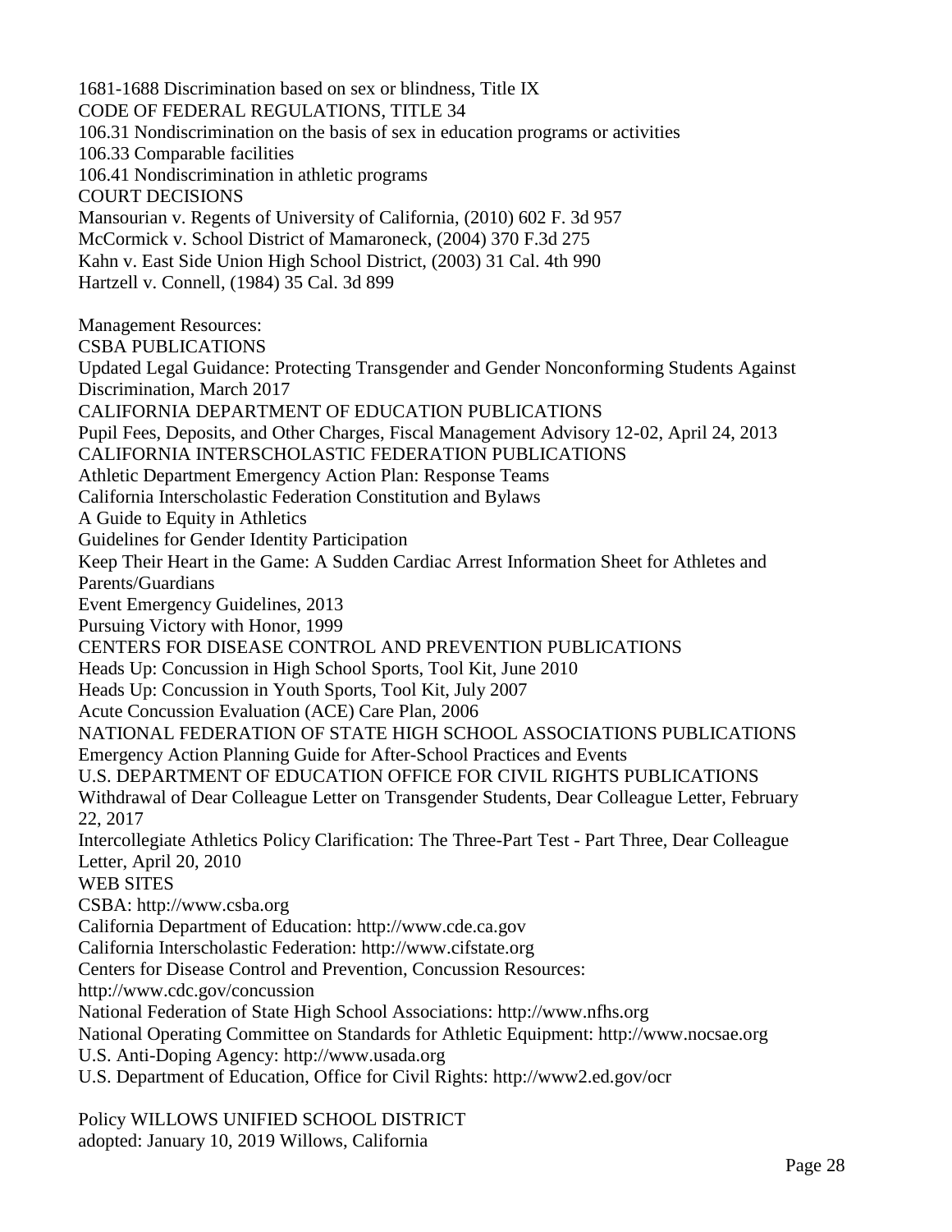1681-1688 Discrimination based on sex or blindness, Title IX

CODE OF FEDERAL REGULATIONS, TITLE 34

106.31 Nondiscrimination on the basis of sex in education programs or activities

106.33 Comparable facilities

106.41 Nondiscrimination in athletic programs

COURT DECISIONS

Mansourian v. Regents of University of California, (2010) 602 F. 3d 957

McCormick v. School District of Mamaroneck, (2004) 370 F.3d 275

Kahn v. East Side Union High School District, (2003) 31 Cal. 4th 990

Hartzell v. Connell, (1984) 35 Cal. 3d 899

Management Resources:

CSBA PUBLICATIONS

Updated Legal Guidance: Protecting Transgender and Gender Nonconforming Students Against Discrimination, March 2017

CALIFORNIA DEPARTMENT OF EDUCATION PUBLICATIONS

Pupil Fees, Deposits, and Other Charges, Fiscal Management Advisory 12-02, April 24, 2013

CALIFORNIA INTERSCHOLASTIC FEDERATION PUBLICATIONS

Athletic Department Emergency Action Plan: Response Teams

California Interscholastic Federation Constitution and Bylaws

A Guide to Equity in Athletics

Guidelines for Gender Identity Participation

Keep Their Heart in the Game: A Sudden Cardiac Arrest Information Sheet for Athletes and Parents/Guardians

Event Emergency Guidelines, 2013

Pursuing Victory with Honor, 1999

CENTERS FOR DISEASE CONTROL AND PREVENTION PUBLICATIONS

Heads Up: Concussion in High School Sports, Tool Kit, June 2010

Heads Up: Concussion in Youth Sports, Tool Kit, July 2007

Acute Concussion Evaluation (ACE) Care Plan, 2006

NATIONAL FEDERATION OF STATE HIGH SCHOOL ASSOCIATIONS PUBLICATIONS

Emergency Action Planning Guide for After-School Practices and Events

U.S. DEPARTMENT OF EDUCATION OFFICE FOR CIVIL RIGHTS PUBLICATIONS

Withdrawal of Dear Colleague Letter on Transgender Students, Dear Colleague Letter, February 22, 2017

Intercollegiate Athletics Policy Clarification: The Three-Part Test - Part Three, Dear Colleague Letter, April 20, 2010

WEB SITES

CSBA: http://www.csba.org

California Department of Education: http://www.cde.ca.gov

California Interscholastic Federation: http://www.cifstate.org

Centers for Disease Control and Prevention, Concussion Resources: http://www.cdc.gov/concussion

National Federation of State High School Associations: http://www.nfhs.org

National Operating Committee on Standards for Athletic Equipment: http://www.nocsae.org

U.S. Anti-Doping Agency: http://www.usada.org

U.S. Department of Education, Office for Civil Rights: http://www2.ed.gov/ocr

Policy WILLOWS UNIFIED SCHOOL DISTRICT

adopted: January 10, 2019 Willows, California